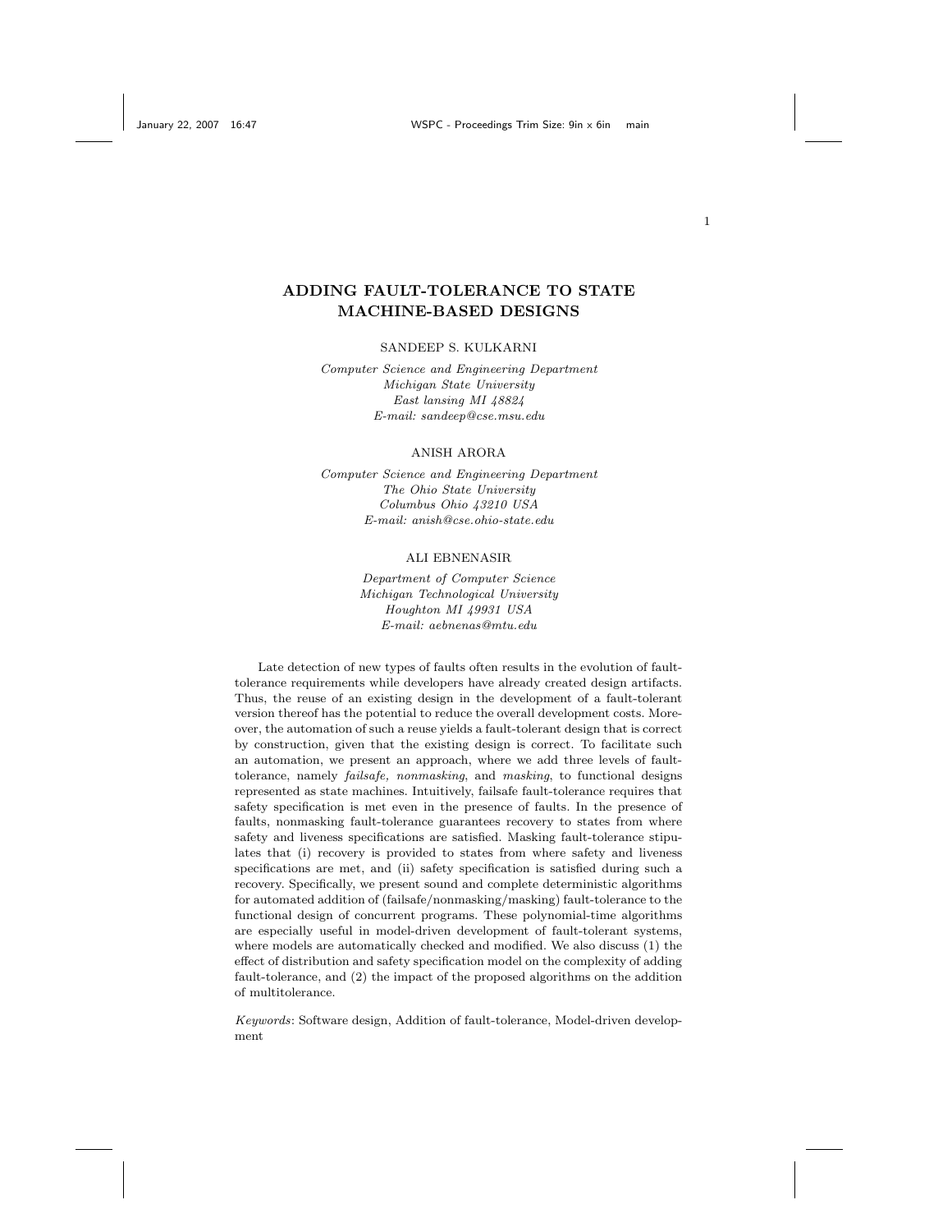# ADDING FAULT-TOLERANCE TO STATE MACHINE-BASED DESIGNS

SANDEEP S. KULKARNI

*Computer Science and Engineering Department*
*Michigan State University*
*East lansing MI 48824*
*E-mail: sandeep@cse.msu.edu*

ANISH ARORA

*Computer Science and Engineering Department*
*The Ohio State University*
*Columbus Ohio 43210 USA*
*E-mail: anish@cse.ohio-state.edu*

ALI EBNENASIR

*Department of Computer Science*
*Michigan Technological University*
*Houghton MI 49931 USA*
*E-mail: aebnenas@mtu.edu*

Late detection of new types of faults often results in the evolution of fault-tolerance requirements while developers have already created design artifacts. Thus, the reuse of an existing design in the development of a fault-tolerant version thereof has the potential to reduce the overall development costs. Moreover, the automation of such a reuse yields a fault-tolerant design that is correct by construction, given that the existing design is correct. To facilitate such an automation, we present an approach, where we add three levels of fault-tolerance, namely *failsafe*, *nonmasking*, and *masking*, to functional designs represented as state machines. Intuitively, failsafe fault-tolerance requires that safety specification is met even in the presence of faults. In the presence of faults, nonmasking fault-tolerance guarantees recovery to states from where safety and liveness specifications are satisfied. Masking fault-tolerance stipulates that (i) recovery is provided to states from where safety and liveness specifications are met, and (ii) safety specification is satisfied during such a recovery. Specifically, we present sound and complete deterministic algorithms for automated addition of (failsafe/nonmasking/masking) fault-tolerance to the functional design of concurrent programs. These polynomial-time algorithms are especially useful in model-driven development of fault-tolerant systems, where models are automatically checked and modified. We also discuss (1) the effect of distribution and safety specification model on the complexity of adding fault-tolerance, and (2) the impact of the proposed algorithms on the addition of multitolerance.

*Keywords*: Software design, Addition of fault-tolerance, Model-driven development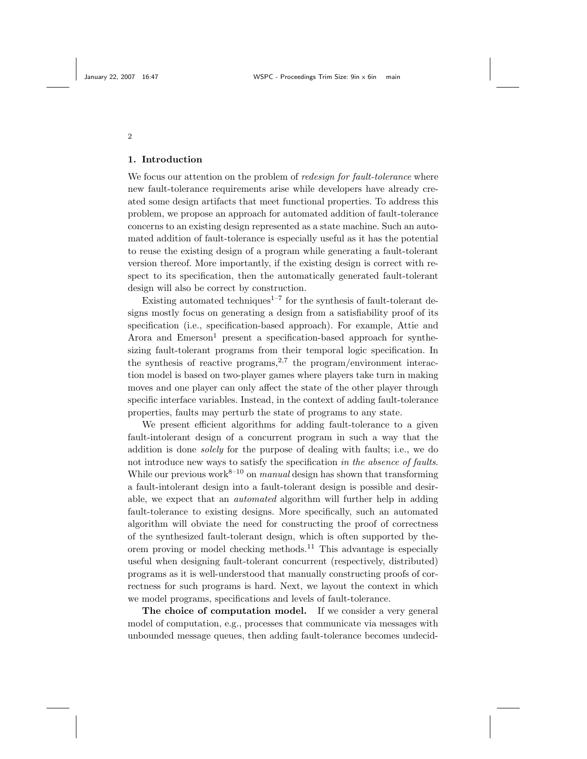## 1. Introduction

We focus our attention on the problem of *redesign for fault-tolerance* where new fault-tolerance requirements arise while developers have already created some design artifacts that meet functional properties. To address this problem, we propose an approach for automated addition of fault-tolerance concerns to an existing design represented as a state machine. Such an automated addition of fault-tolerance is especially useful as it has the potential to reuse the existing design of a program while generating a fault-tolerant version thereof. More importantly, if the existing design is correct with respect to its specification, then the automatically generated fault-tolerant design will also be correct by construction.

Existing automated techniques[1–7] for the synthesis of fault-tolerant designs mostly focus on generating a design from a satisfiability proof of its specification (i.e., specification-based approach). For example, Attie and Arora and Emerson[1] present a specification-based approach for synthesizing fault-tolerant programs from their temporal logic specification. In the synthesis of reactive programs,[2,7] the program/environment interaction model is based on two-player games where players take turn in making moves and one player can only affect the state of the other player through specific interface variables. Instead, in the context of adding fault-tolerance properties, faults may perturb the state of programs to any state.

We present efficient algorithms for adding fault-tolerance to a given fault-intolerant design of a concurrent program in such a way that the addition is done *solely* for the purpose of dealing with faults; i.e., we do not introduce new ways to satisfy the specification *in the absence of faults.* While our previous work[8–10] on *manual* design has shown that transforming a fault-intolerant design into a fault-tolerant design is possible and desirable, we expect that an *automated* algorithm will further help in adding fault-tolerance to existing designs. More specifically, such an automated algorithm will obviate the need for constructing the proof of correctness of the synthesized fault-tolerant design, which is often supported by theorem proving or model checking methods.[11] This advantage is especially useful when designing fault-tolerant concurrent (respectively, distributed) programs as it is well-understood that manually constructing proofs of correctness for such programs is hard. Next, we layout the context in which we model programs, specifications and levels of fault-tolerance.

**The choice of computation model.** If we consider a very general model of computation, e.g., processes that communicate via messages with unbounded message queues, then adding fault-tolerance becomes undecid-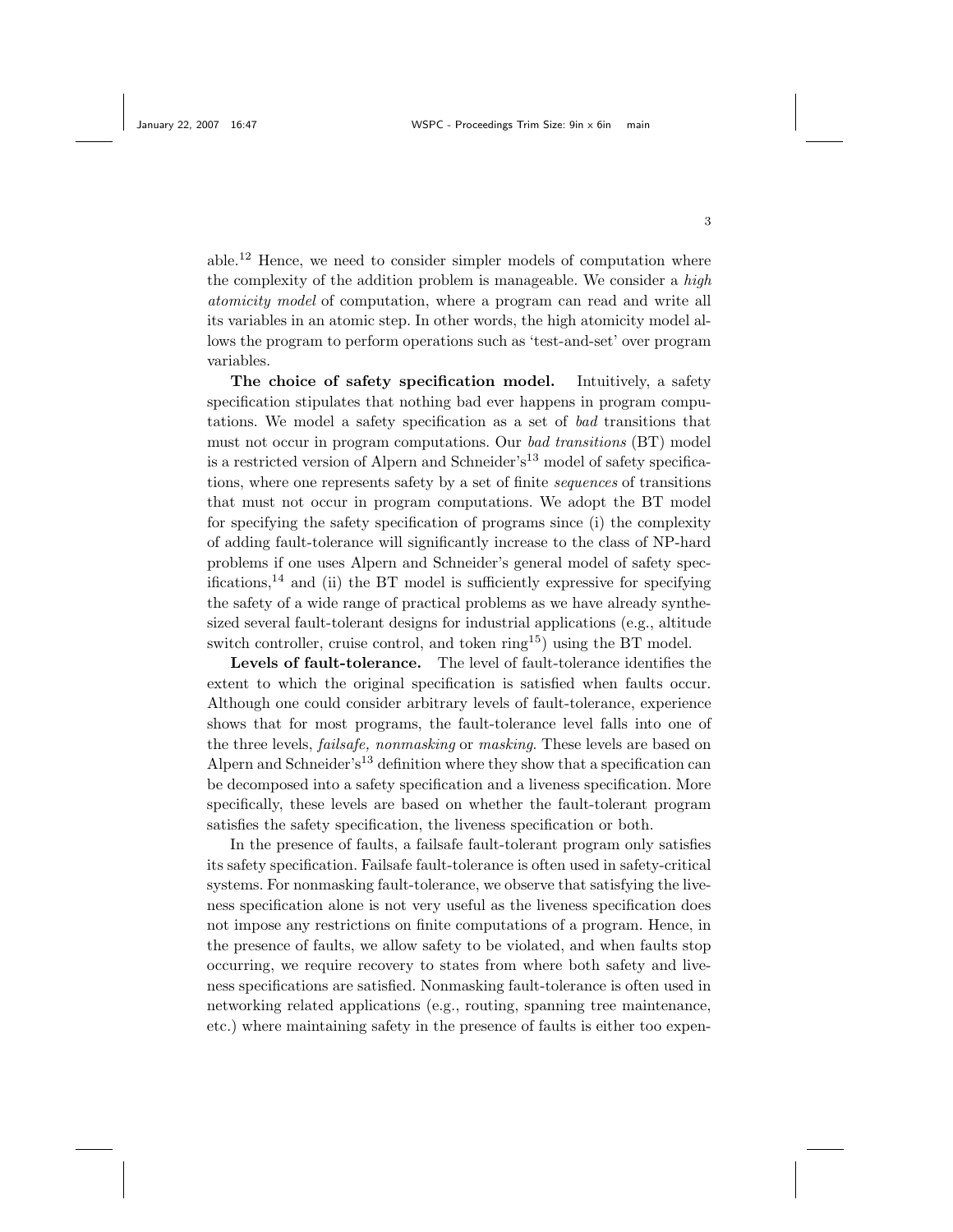able.[12] Hence, we need to consider simpler models of computation where the complexity of the addition problem is manageable. We consider a *high atomicity model* of computation, where a program can read and write all its variables in an atomic step. In other words, the high atomicity model allows the program to perform operations such as 'test-and-set' over program variables.

**The choice of safety specification model.** Intuitively, a safety specification stipulates that nothing bad ever happens in program computations. We model a safety specification as a set of *bad* transitions that must not occur in program computations. Our *bad transitions* (BT) model is a restricted version of Alpern and Schneider's[13] model of safety specifications, where one represents safety by a set of finite *sequences* of transitions that must not occur in program computations. We adopt the BT model for specifying the safety specification of programs since (i) the complexity of adding fault-tolerance will significantly increase to the class of NP-hard problems if one uses Alpern and Schneider's general model of safety specifications,[14] and (ii) the BT model is sufficiently expressive for specifying the safety of a wide range of practical problems as we have already synthesized several fault-tolerant designs for industrial applications (e.g., altitude switch controller, cruise control, and token ring[15]) using the BT model.

**Levels of fault-tolerance.** The level of fault-tolerance identifies the extent to which the original specification is satisfied when faults occur. Although one could consider arbitrary levels of fault-tolerance, experience shows that for most programs, the fault-tolerance level falls into one of the three levels, *failsafe, nonmasking* or *masking*. These levels are based on Alpern and Schneider's[13] definition where they show that a specification can be decomposed into a safety specification and a liveness specification. More specifically, these levels are based on whether the fault-tolerant program satisfies the safety specification, the liveness specification or both.

In the presence of faults, a failsafe fault-tolerant program only satisfies its safety specification. Failsafe fault-tolerance is often used in safety-critical systems. For nonmasking fault-tolerance, we observe that satisfying the liveness specification alone is not very useful as the liveness specification does not impose any restrictions on finite computations of a program. Hence, in the presence of faults, we allow safety to be violated, and when faults stop occurring, we require recovery to states from where both safety and liveness specifications are satisfied. Nonmasking fault-tolerance is often used in networking related applications (e.g., routing, spanning tree maintenance, etc.) where maintaining safety in the presence of faults is either too expen-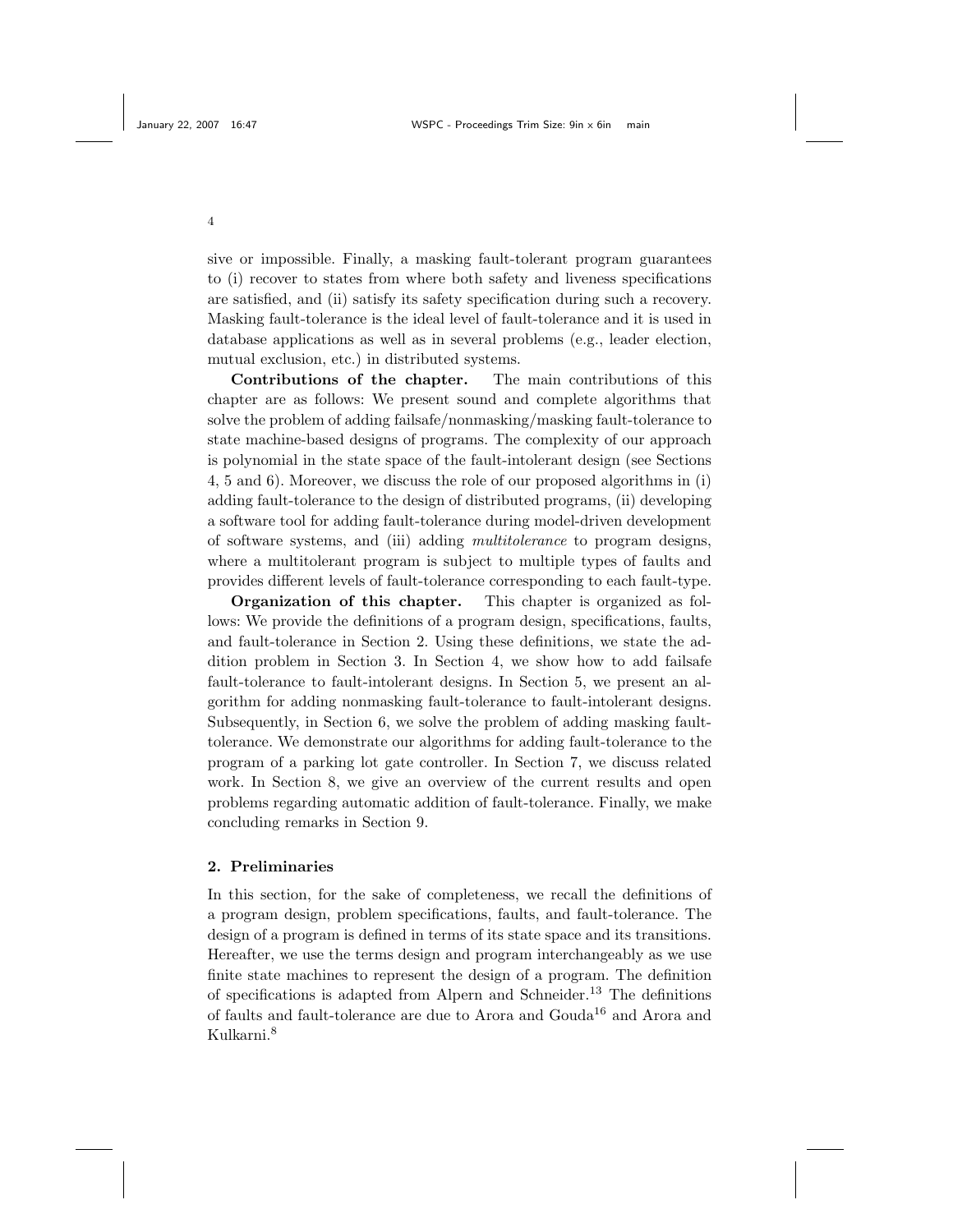sive or impossible. Finally, a masking fault-tolerant program guarantees to (i) recover to states from where both safety and liveness specifications are satisfied, and (ii) satisfy its safety specification during such a recovery. Masking fault-tolerance is the ideal level of fault-tolerance and it is used in database applications as well as in several problems (e.g., leader election, mutual exclusion, etc.) in distributed systems.

**Contributions of the chapter.** The main contributions of this chapter are as follows: We present sound and complete algorithms that solve the problem of adding failsafe/nonmasking/masking fault-tolerance to state machine-based designs of programs. The complexity of our approach is polynomial in the state space of the fault-intolerant design (see Sections 4, 5 and 6). Moreover, we discuss the role of our proposed algorithms in (i) adding fault-tolerance to the design of distributed programs, (ii) developing a software tool for adding fault-tolerance during model-driven development of software systems, and (iii) adding *multitolerance* to program designs, where a multitolerant program is subject to multiple types of faults and provides different levels of fault-tolerance corresponding to each fault-type.

**Organization of this chapter.** This chapter is organized as follows: We provide the definitions of a program design, specifications, faults, and fault-tolerance in Section 2. Using these definitions, we state the addition problem in Section 3. In Section 4, we show how to add failsafe fault-tolerance to fault-intolerant designs. In Section 5, we present an algorithm for adding nonmasking fault-tolerance to fault-intolerant designs. Subsequently, in Section 6, we solve the problem of adding masking fault-tolerance. We demonstrate our algorithms for adding fault-tolerance to the program of a parking lot gate controller. In Section 7, we discuss related work. In Section 8, we give an overview of the current results and open problems regarding automatic addition of fault-tolerance. Finally, we make concluding remarks in Section 9.

## 2. Preliminaries

In this section, for the sake of completeness, we recall the definitions of a program design, problem specifications, faults, and fault-tolerance. The design of a program is defined in terms of its state space and its transitions. Hereafter, we use the terms design and program interchangeably as we use finite state machines to represent the design of a program. The definition of specifications is adapted from Alpern and Schneider.[13] The definitions of faults and fault-tolerance are due to Arora and Gouda[16] and Arora and Kulkarni.[8]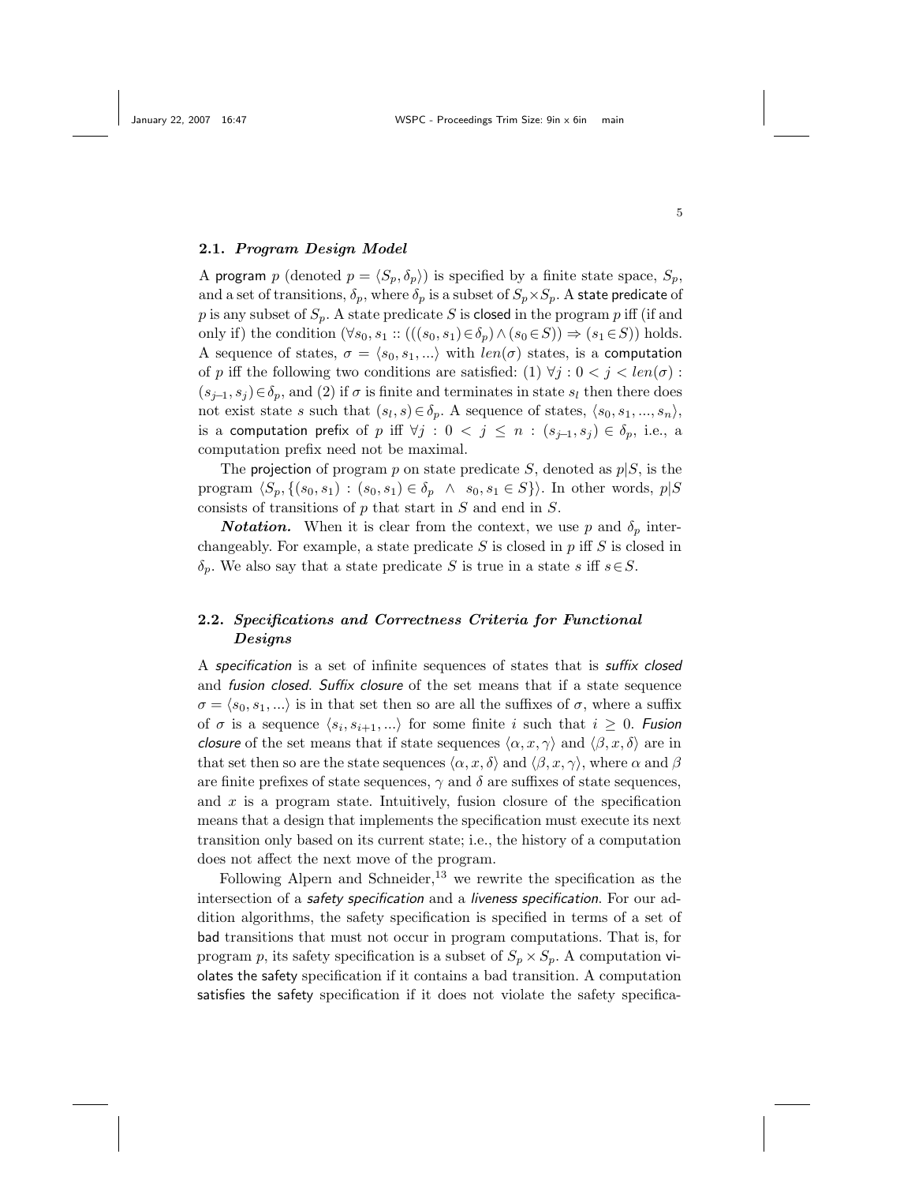### 2.1. *Program Design Model*

A program $p$ (denoted $p = \langle S_p, \delta_p \rangle$) is specified by a finite state space, $S_p$, and a set of transitions, $\delta_p$, where $\delta_p$ is a subset of $S_p \times S_p$. A state predicate of $p$ is any subset of $S_p$. A state predicate $S$ is closed in the program $p$ iff (if and only if) the condition $(\forall s_0, s_1 :: (((s_0, s_1) \in \delta_p) \wedge (s_0 \in S)) \Rightarrow (s_1 \in S))$ holds. A sequence of states, $\sigma = \langle s_0, s_1, ... \rangle$ with $len(\sigma)$ states, is a computation of $p$ iff the following two conditions are satisfied: (1) $\forall j : 0 < j < len(\sigma) : (s_{j-1}, s_j) \in \delta_p$, and (2) if $\sigma$ is finite and terminates in state $s_l$ then there does not exist state $s$ such that $(s_l, s) \in \delta_p$. A sequence of states, $\langle s_0, s_1, ..., s_n \rangle$, is a computation prefix of $p$ iff $\forall j : 0 < j \leq n : (s_{j-1}, s_j) \in \delta_p$, i.e., a computation prefix need not be maximal.

The projection of program $p$ on state predicate $S$, denoted as $p|S$, is the program $\langle S_p, \{(s_0, s_1) : (s_0, s_1) \in \delta_p \ \wedge \ s_0, s_1 \in S\} \rangle$. In other words, $p|S$ consists of transitions of $p$ that start in $S$ and end in $S$.

***Notation.*** When it is clear from the context, we use $p$ and $\delta_p$ interchangeably. For example, a state predicate $S$ is closed in $p$ iff $S$ is closed in $\delta_p$. We also say that a state predicate $S$ is true in a state $s$ iff $s \in S$.

### 2.2. *Specifications and Correctness Criteria for Functional Designs*

A *specification* is a set of infinite sequences of states that is *suffix closed* and *fusion closed*. *Suffix closure* of the set means that if a state sequence $\sigma = \langle s_0, s_1, ... \rangle$ is in that set then so are all the suffixes of $\sigma$, where a suffix of $\sigma$ is a sequence $\langle s_i, s_{i+1}, ... \rangle$ for some finite $i$ such that $i \geq 0$. *Fusion closure* of the set means that if state sequences $\langle \alpha, x, \gamma \rangle$ and $\langle \beta, x, \delta \rangle$ are in that set then so are the state sequences $\langle \alpha, x, \delta \rangle$ and $\langle \beta, x, \gamma \rangle$, where $\alpha$ and $\beta$ are finite prefixes of state sequences, $\gamma$ and $\delta$ are suffixes of state sequences, and $x$ is a program state. Intuitively, fusion closure of the specification means that a design that implements the specification must execute its next transition only based on its current state; i.e., the history of a computation does not affect the next move of the program.

Following Alpern and Schneider,[13] we rewrite the specification as the intersection of a *safety specification* and a *liveness specification*. For our addition algorithms, the safety specification is specified in terms of a set of bad transitions that must not occur in program computations. That is, for program $p$, its safety specification is a subset of $S_p \times S_p$. A computation violates the safety specification if it contains a bad transition. A computation satisfies the safety specification if it does not violate the safety specifica-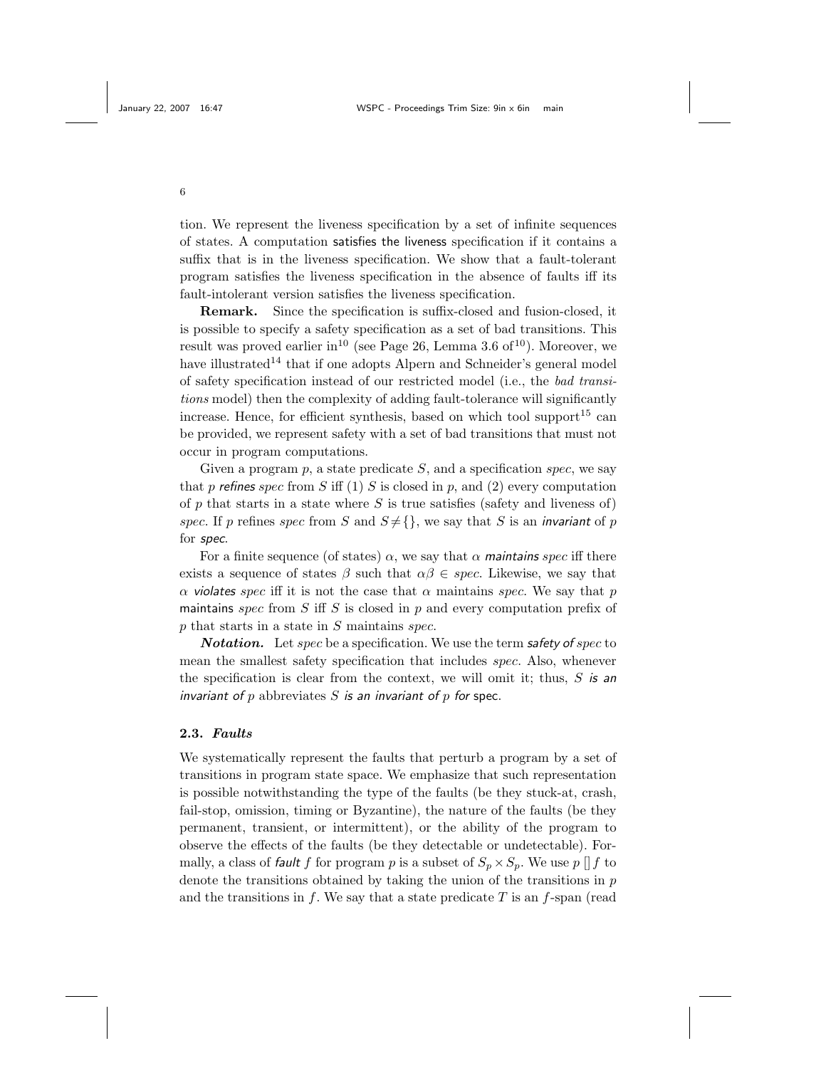tion. We represent the liveness specification by a set of infinite sequences of states. A computation satisfies the liveness specification if it contains a suffix that is in the liveness specification. We show that a fault-tolerant program satisfies the liveness specification in the absence of faults iff its fault-intolerant version satisfies the liveness specification.

**Remark.** Since the specification is suffix-closed and fusion-closed, it is possible to specify a safety specification as a set of bad transitions. This result was proved earlier in[10] (see Page 26, Lemma 3.6 of[10]). Moreover, we have illustrated[14] that if one adopts Alpern and Schneider's general model of safety specification instead of our restricted model (i.e., the *bad transitions* model) then the complexity of adding fault-tolerance will significantly increase. Hence, for efficient synthesis, based on which tool support[15] can be provided, we represent safety with a set of bad transitions that must not occur in program computations.

Given a program $p$, a state predicate $S$, and a specification *spec*, we say that $p$ *refines spec* from $S$ iff (1) $S$ is closed in $p$, and (2) every computation of $p$ that starts in a state where $S$ is true satisfies (safety and liveness of) *spec*. If $p$ refines *spec* from $S$ and $S \neq \{\}$, we say that $S$ is an *invariant* of $p$ for *spec*.

For a finite sequence (of states) $\alpha$, we say that $\alpha$ *maintains spec* iff there exists a sequence of states $\beta$ such that $\alpha\beta \in spec$. Likewise, we say that $\alpha$ *violates spec* iff it is not the case that $\alpha$ maintains *spec*. We say that $p$ maintains *spec* from $S$ iff $S$ is closed in $p$ and every computation prefix of $p$ that starts in a state in $S$ maintains *spec*.

***Notation.*** Let *spec* be a specification. We use the term *safety of spec* to mean the smallest safety specification that includes *spec*. Also, whenever the specification is clear from the context, we will omit it; thus, $S$ *is an invariant of* $p$ abbreviates $S$ *is an invariant of* $p$ *for* spec.

### 2.3. *Faults*

We systematically represent the faults that perturb a program by a set of transitions in program state space. We emphasize that such representation is possible notwithstanding the type of the faults (be they stuck-at, crash, fail-stop, omission, timing or Byzantine), the nature of the faults (be they permanent, transient, or intermittent), or the ability of the program to observe the effects of the faults (be they detectable or undetectable). Formally, a class of *fault* $f$ for program $p$ is a subset of $S_p \times S_p$. We use $p \,[]\, f$ to denote the transitions obtained by taking the union of the transitions in $p$ and the transitions in $f$. We say that a state predicate $T$ is an $f$-span (read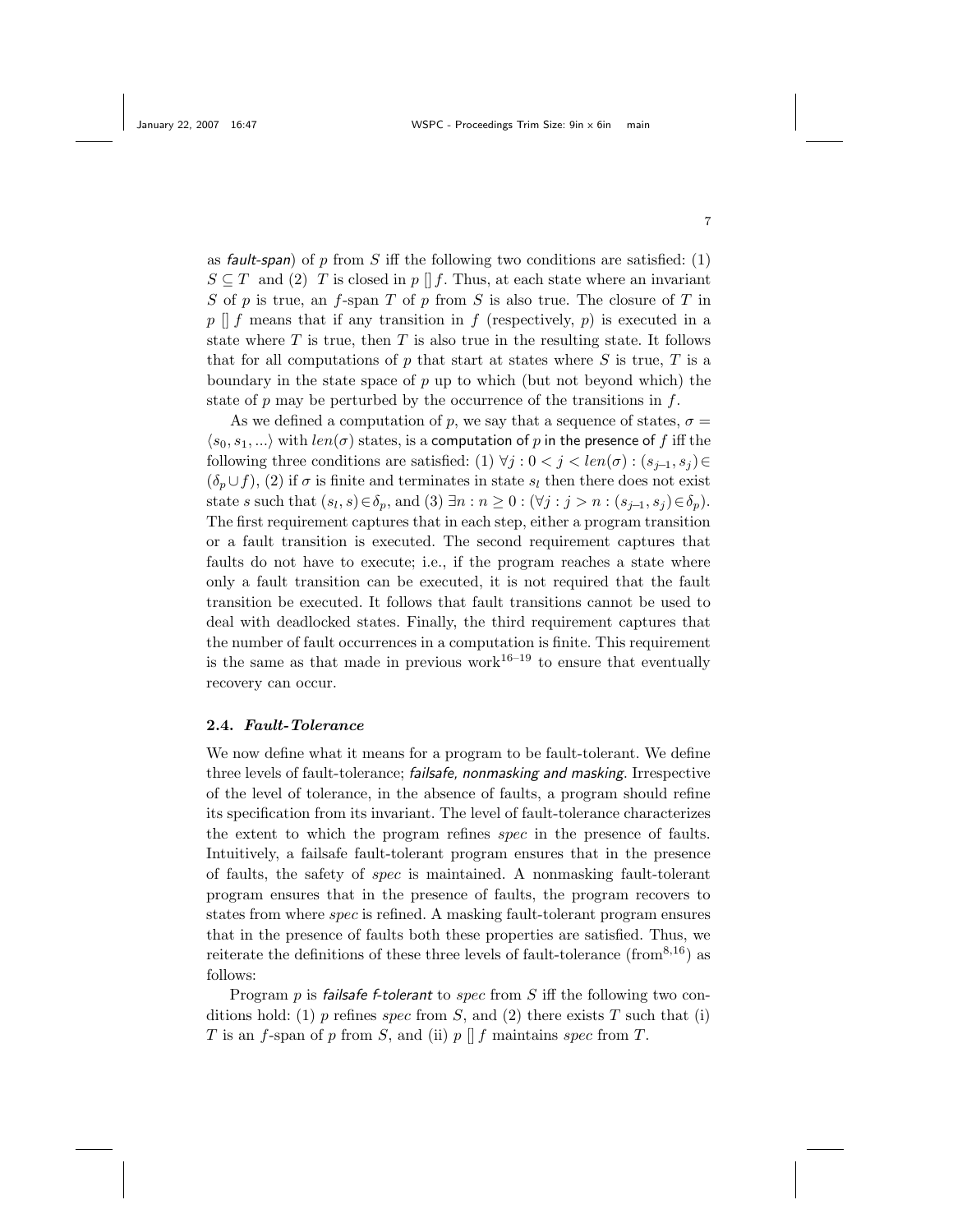as *fault-span*) of $p$ from $S$ iff the following two conditions are satisfied: (1) $S \subseteq T$ and (2) $T$ is closed in $p \,[]\, f$. Thus, at each state where an invariant $S$ of $p$ is true, an $f$-span $T$ of $p$ from $S$ is also true. The closure of $T$ in $p \,[]\, f$ means that if any transition in $f$ (respectively, $p$) is executed in a state where $T$ is true, then $T$ is also true in the resulting state. It follows that for all computations of $p$ that start at states where $S$ is true, $T$ is a boundary in the state space of $p$ up to which (but not beyond which) the state of $p$ may be perturbed by the occurrence of the transitions in $f$.

As we defined a computation of $p$, we say that a sequence of states, $\sigma = \langle s_0, s_1, ...\rangle$ with $len(\sigma)$ states, is a computation of $p$ in the presence of $f$ iff the following three conditions are satisfied: (1) $\forall j : 0 < j < len(\sigma) : (s_{j-1}, s_j) \in (\delta_p \cup f)$, (2) if $\sigma$ is finite and terminates in state $s_l$ then there does not exist state $s$ such that $(s_l, s) \in \delta_p$, and (3) $\exists n : n \geq 0 : (\forall j : j > n : (s_{j-1}, s_j) \in \delta_p)$. The first requirement captures that in each step, either a program transition or a fault transition is executed. The second requirement captures that faults do not have to execute; i.e., if the program reaches a state where only a fault transition can be executed, it is not required that the fault transition be executed. It follows that fault transitions cannot be used to deal with deadlocked states. Finally, the third requirement captures that the number of fault occurrences in a computation is finite. This requirement is the same as that made in previous work[16–19] to ensure that eventually recovery can occur.

### 2.4. *Fault-Tolerance*

We now define what it means for a program to be fault-tolerant. We define three levels of fault-tolerance; *failsafe, nonmasking and masking*. Irrespective of the level of tolerance, in the absence of faults, a program should refine its specification from its invariant. The level of fault-tolerance characterizes the extent to which the program refines *spec* in the presence of faults. Intuitively, a failsafe fault-tolerant program ensures that in the presence of faults, the safety of *spec* is maintained. A nonmasking fault-tolerant program ensures that in the presence of faults, the program recovers to states from where *spec* is refined. A masking fault-tolerant program ensures that in the presence of faults both these properties are satisfied. Thus, we reiterate the definitions of these three levels of fault-tolerance (from[8,16]) as follows:

Program $p$ is *failsafe f-tolerant* to *spec* from $S$ iff the following two conditions hold: (1) $p$ refines *spec* from $S$, and (2) there exists $T$ such that (i) $T$ is an $f$-span of $p$ from $S$, and (ii) $p \,[]\, f$ maintains *spec* from $T$.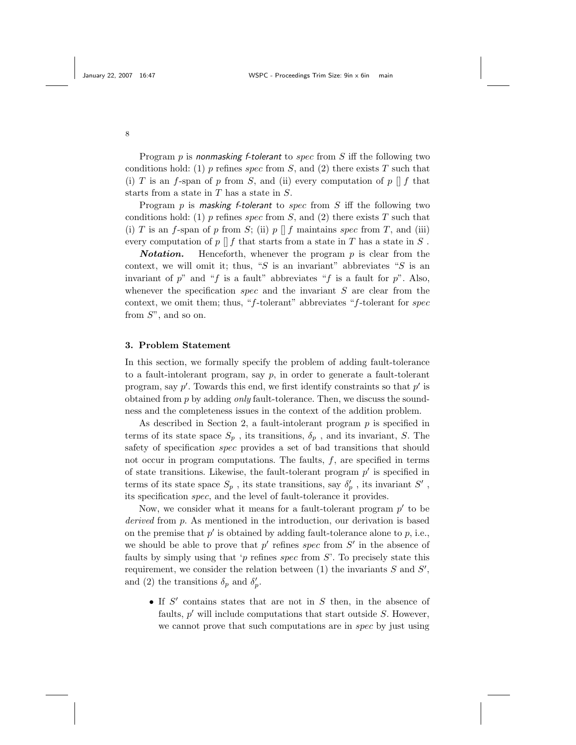Program $p$ is ***nonmasking f-tolerant*** to *spec* from $S$ iff the following two conditions hold: (1) $p$ refines *spec* from $S$, and (2) there exists $T$ such that (i) $T$ is an $f$-span of $p$ from $S$, and (ii) every computation of $p \, [] \, f$ that starts from a state in $T$ has a state in $S$.

Program $p$ is ***masking f-tolerant*** to *spec* from $S$ iff the following two conditions hold: (1) $p$ refines *spec* from $S$, and (2) there exists $T$ such that (i) $T$ is an $f$-span of $p$ from $S$; (ii) $p \, [] \, f$ maintains *spec* from $T$, and (iii) every computation of $p \, [] \, f$ that starts from a state in $T$ has a state in $S$ .

***Notation.*** Henceforth, whenever the program $p$ is clear from the context, we will omit it; thus, "$S$ is an invariant" abbreviates "$S$ is an invariant of $p$" and "$f$ is a fault" abbreviates "$f$ is a fault for $p$". Also, whenever the specification *spec* and the invariant $S$ are clear from the context, we omit them; thus, "$f$-tolerant" abbreviates "$f$-tolerant for *spec* from $S$", and so on.

## 3. Problem Statement

In this section, we formally specify the problem of adding fault-tolerance to a fault-intolerant program, say $p$, in order to generate a fault-tolerant program, say $p'$. Towards this end, we first identify constraints so that $p'$ is obtained from $p$ by adding *only* fault-tolerance. Then, we discuss the soundness and the completeness issues in the context of the addition problem.

As described in Section 2, a fault-intolerant program $p$ is specified in terms of its state space $S_p$ , its transitions, $\delta_p$ , and its invariant, $S$. The safety of specification *spec* provides a set of bad transitions that should not occur in program computations. The faults, $f$, are specified in terms of state transitions. Likewise, the fault-tolerant program $p'$ is specified in terms of its state space $S_p$ , its state transitions, say $\delta'_p$ , its invariant $S'$ , its specification *spec*, and the level of fault-tolerance it provides.

Now, we consider what it means for a fault-tolerant program $p'$ to be *derived* from $p$. As mentioned in the introduction, our derivation is based on the premise that $p'$ is obtained by adding fault-tolerance alone to $p$, i.e., we should be able to prove that $p'$ refines *spec* from $S'$ in the absence of faults by simply using that '$p$ refines *spec* from $S$'. To precisely state this requirement, we consider the relation between (1) the invariants $S$ and $S'$, and (2) the transitions $\delta_p$ and $\delta'_p$.

- If $S'$ contains states that are not in $S$ then, in the absence of faults, $p'$ will include computations that start outside $S$. However, we cannot prove that such computations are in *spec* by just using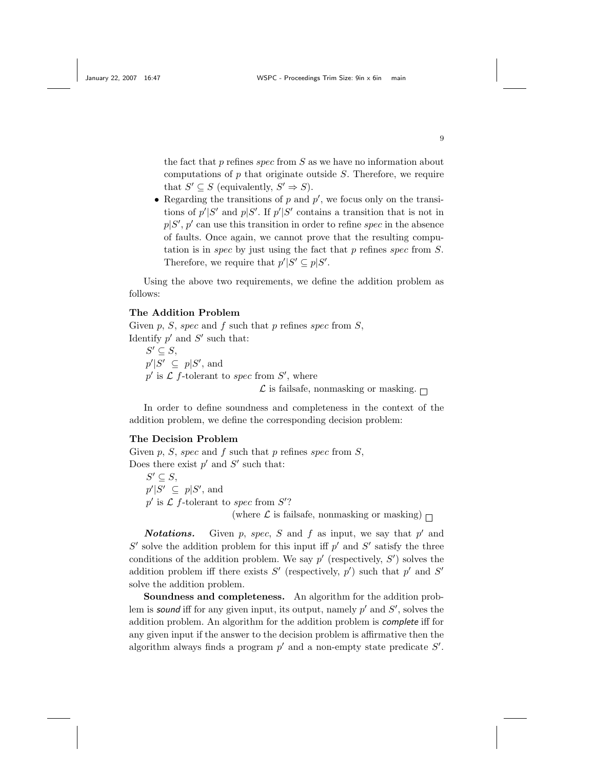the fact that $p$ refines *spec* from $S$ as we have no information about computations of $p$ that originate outside $S$. Therefore, we require that $S' \subseteq S$ (equivalently, $S' \Rightarrow S$).

- Regarding the transitions of $p$ and $p'$, we focus only on the transitions of $p'|S'$ and $p|S'$. If $p'|S'$ contains a transition that is not in $p|S'$, $p'$ can use this transition in order to refine *spec* in the absence of faults. Once again, we cannot prove that the resulting computation is in *spec* by just using the fact that $p$ refines *spec* from $S$. Therefore, we require that $p'|S' \subseteq p|S'$.

Using the above two requirements, we define the addition problem as follows:

**The Addition Problem**

Given $p$, $S$, *spec* and $f$ such that $p$ refines *spec* from $S$,
Identify $p'$ and $S'$ such that:
$S' \subseteq S$,
$p'|S' \subseteq p|S'$, and
$p'$ is $\mathcal{L}$ $f$-tolerant to *spec* from $S'$, where
$\mathcal{L}$ is failsafe, nonmasking or masking. □

In order to define soundness and completeness in the context of the addition problem, we define the corresponding decision problem:

**The Decision Problem**

Given $p$, $S$, *spec* and $f$ such that $p$ refines *spec* from $S$,
Does there exist $p'$ and $S'$ such that:
$S' \subseteq S$,
$p'|S' \subseteq p|S'$, and
$p'$ is $\mathcal{L}$ $f$-tolerant to *spec* from $S'$?
(where $\mathcal{L}$ is failsafe, nonmasking or masking) □

***Notations.*** Given $p$, *spec*, $S$ and $f$ as input, we say that $p'$ and $S'$ solve the addition problem for this input iff $p'$ and $S'$ satisfy the three conditions of the addition problem. We say $p'$ (respectively, $S'$) solves the addition problem iff there exists $S'$ (respectively, $p'$) such that $p'$ and $S'$ solve the addition problem.

**Soundness and completeness.** An algorithm for the addition problem is *sound* iff for any given input, its output, namely $p'$ and $S'$, solves the addition problem. An algorithm for the addition problem is *complete* iff for any given input if the answer to the decision problem is affirmative then the algorithm always finds a program $p'$ and a non-empty state predicate $S'$.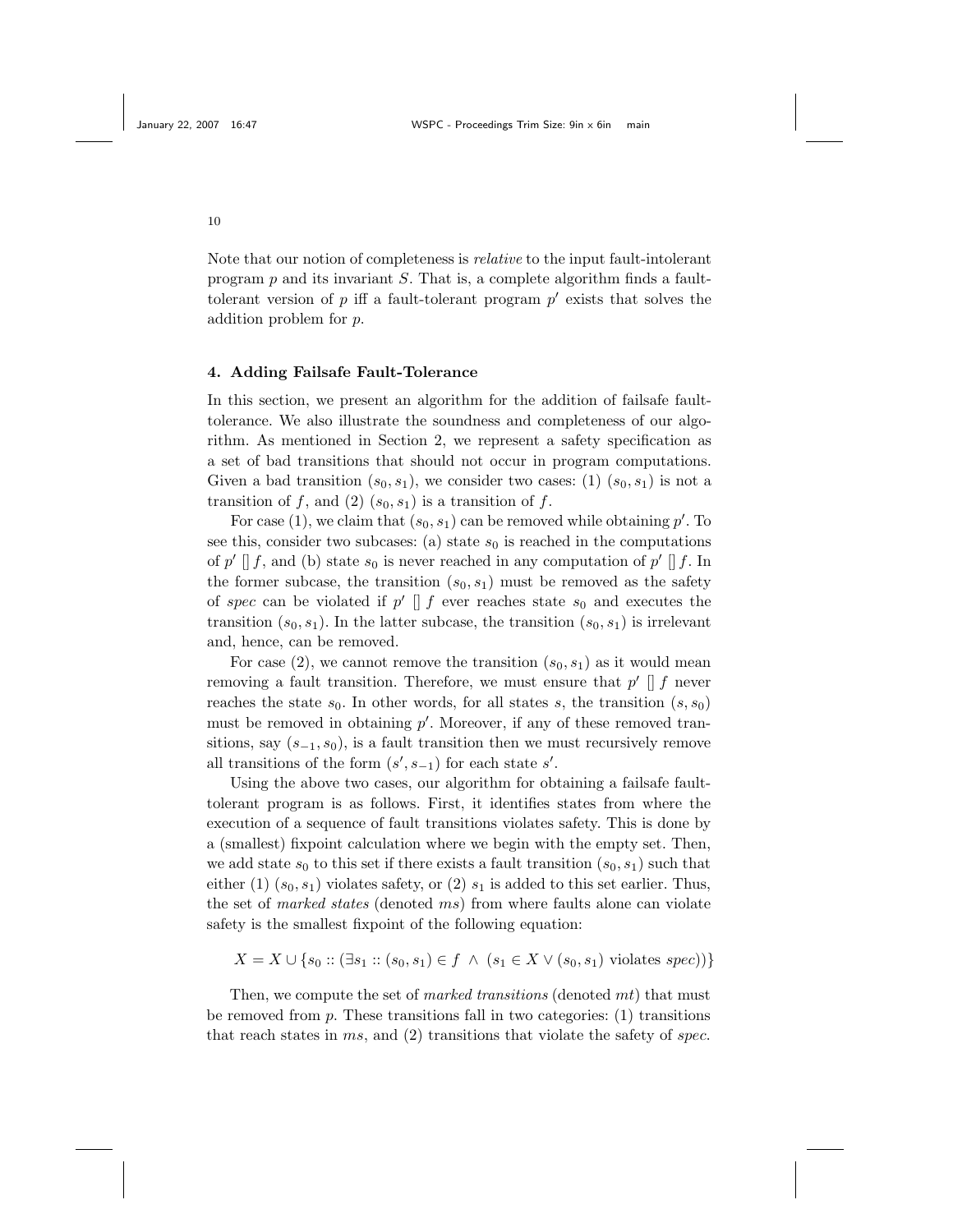Note that our notion of completeness is *relative* to the input fault-intolerant program $p$ and its invariant $S$. That is, a complete algorithm finds a fault-tolerant version of $p$ iff a fault-tolerant program $p'$ exists that solves the addition problem for $p$.

## 4. Adding Failsafe Fault-Tolerance

In this section, we present an algorithm for the addition of failsafe fault-tolerance. We also illustrate the soundness and completeness of our algorithm. As mentioned in Section 2, we represent a safety specification as a set of bad transitions that should not occur in program computations. Given a bad transition $(s_0, s_1)$, we consider two cases: (1) $(s_0, s_1)$ is not a transition of $f$, and (2) $(s_0, s_1)$ is a transition of $f$.

For case (1), we claim that $(s_0, s_1)$ can be removed while obtaining $p'$. To see this, consider two subcases: (a) state $s_0$ is reached in the computations of $p' \, [] \, f$, and (b) state $s_0$ is never reached in any computation of $p' \, [] \, f$. In the former subcase, the transition $(s_0, s_1)$ must be removed as the safety of *spec* can be violated if $p' \, [] \, f$ ever reaches state $s_0$ and executes the transition $(s_0, s_1)$. In the latter subcase, the transition $(s_0, s_1)$ is irrelevant and, hence, can be removed.

For case (2), we cannot remove the transition $(s_0, s_1)$ as it would mean removing a fault transition. Therefore, we must ensure that $p' \, [] \, f$ never reaches the state $s_0$. In other words, for all states $s$, the transition $(s, s_0)$ must be removed in obtaining $p'$. Moreover, if any of these removed transitions, say $(s_{-1}, s_0)$, is a fault transition then we must recursively remove all transitions of the form $(s', s_{-1})$ for each state $s'$.

Using the above two cases, our algorithm for obtaining a failsafe fault-tolerant program is as follows. First, it identifies states from where the execution of a sequence of fault transitions violates safety. This is done by a (smallest) fixpoint calculation where we begin with the empty set. Then, we add state $s_0$ to this set if there exists a fault transition $(s_0, s_1)$ such that either (1) $(s_0, s_1)$ violates safety, or (2) $s_1$ is added to this set earlier. Thus, the set of *marked states* (denoted *ms*) from where faults alone can violate safety is the smallest fixpoint of the following equation:

$$X = X \cup \{s_0 :: (\exists s_1 :: (s_0, s_1) \in f \ \wedge \ (s_1 \in X \vee (s_0, s_1) \text{ violates } spec))\}$$

Then, we compute the set of *marked transitions* (denoted *mt*) that must be removed from $p$. These transitions fall in two categories: (1) transitions that reach states in *ms*, and (2) transitions that violate the safety of *spec*.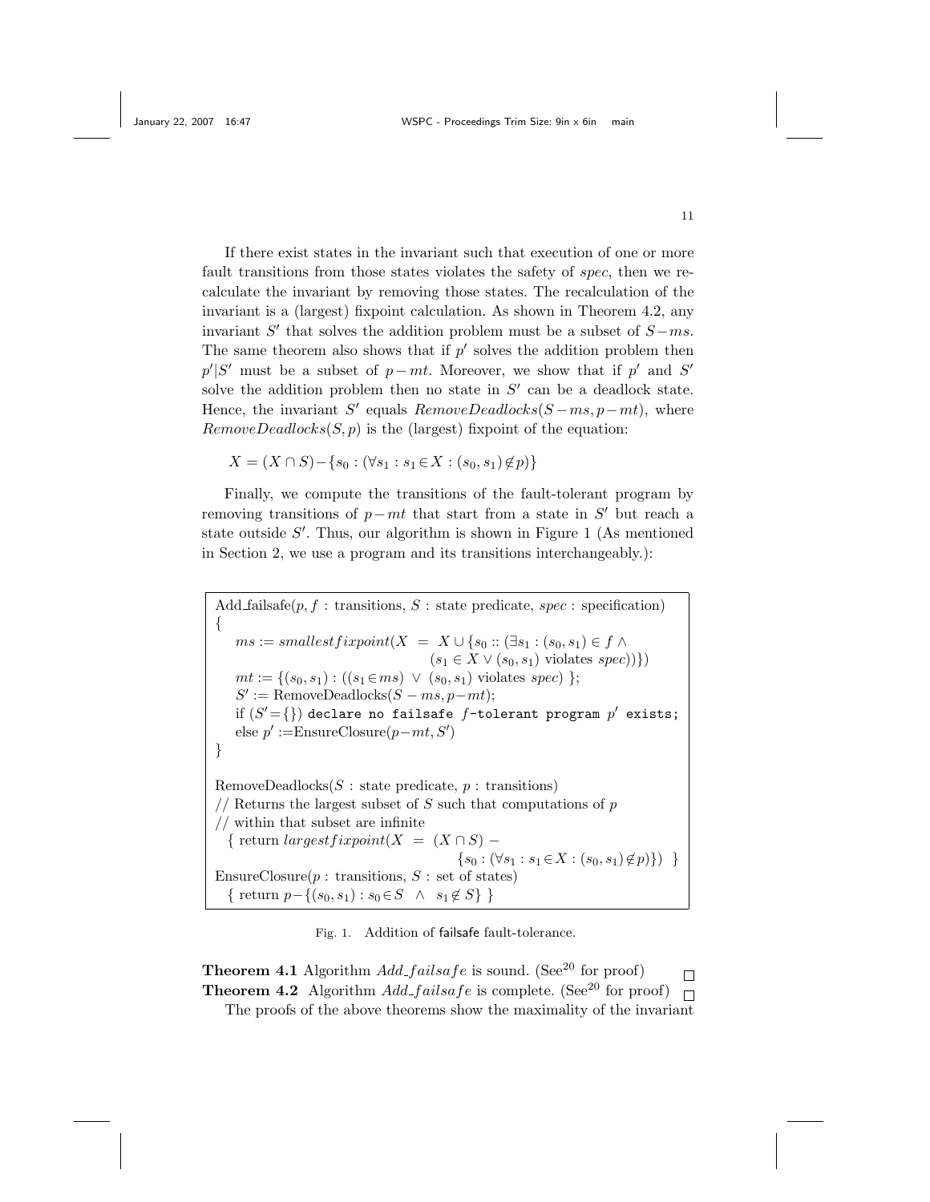If there exist states in the invariant such that execution of one or more fault transitions from those states violates the safety of *spec*, then we recalculate the invariant by removing those states. The recalculation of the invariant is a (largest) fixpoint calculation. As shown in Theorem 4.2, any invariant $S'$ that solves the addition problem must be a subset of $S-ms$. The same theorem also shows that if $p'$ solves the addition problem then $p'|S'$ must be a subset of $p-mt$. Moreover, we show that if $p'$ and $S'$ solve the addition problem then no state in $S'$ can be a deadlock state. Hence, the invariant $S'$ equals $RemoveDeadlocks(S-ms, p-mt)$, where $RemoveDeadlocks(S, p)$ is the (largest) fixpoint of the equation:

$$X = (X \cap S) - \{s_0 : (\forall s_1 : s_1 \in X : (s_0, s_1) \notin p)\}$$

Finally, we compute the transitions of the fault-tolerant program by removing transitions of $p-mt$ that start from a state in $S'$ but reach a state outside $S'$. Thus, our algorithm is shown in Figure 1 (As mentioned in Section 2, we use a program and its transitions interchangeably.):

```
Add_failsafe(p, f : transitions, S : state predicate, spec : specification)
{
    ms := smallestfixpoint(X = X ∪ {s0 :: (∃s1 : (s0, s1) ∈ f ∧
                                     (s1 ∈ X ∨ (s0, s1) violates spec))})
    mt := {(s0, s1) : ((s1 ∈ ms) ∨ (s0, s1) violates spec) };
    S' := RemoveDeadlocks(S − ms, p−mt);
    if (S' = {}) declare no failsafe f-tolerant program p' exists;
    else p' := EnsureClosure(p−mt, S')
}

RemoveDeadlocks(S : state predicate, p : transitions)
// Returns the largest subset of S such that computations of p
// within that subset are infinite
  { return largestfixpoint(X = (X ∩ S) −
                                 {s0 : (∀s1 : s1 ∈ X : (s0, s1) ∉ p)}) }
EnsureClosure(p : transitions, S : set of states)
  { return p−{(s0, s1) : s0 ∈ S ∧ s1 ∉ S} }
```

Fig. 1. Addition of failsafe fault-tolerance.

**Theorem 4.1** Algorithm *Add_failsafe* is sound. (See[20] for proof) □

**Theorem 4.2** Algorithm *Add_failsafe* is complete. (See[20] for proof) □

The proofs of the above theorems show the maximality of the invariant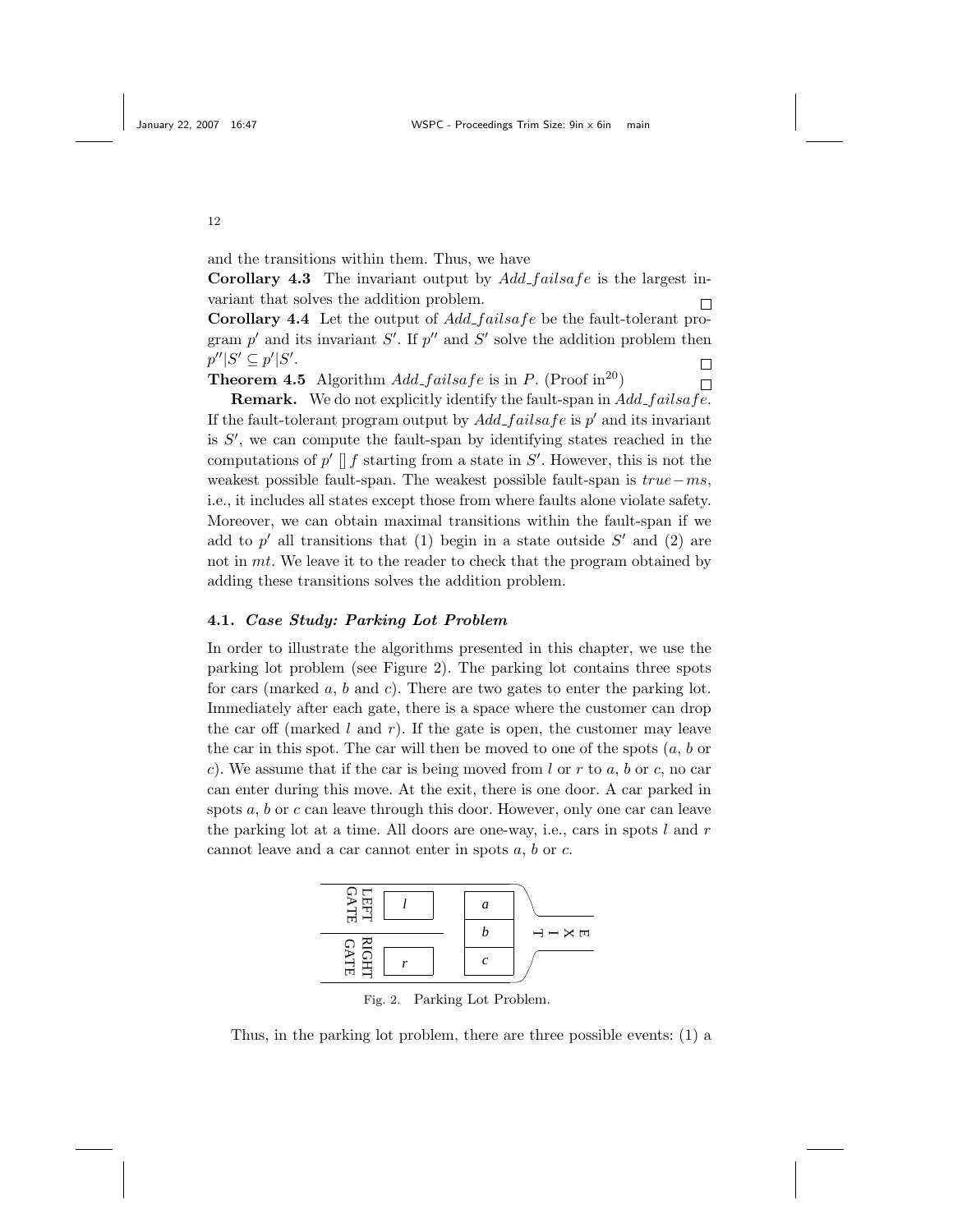and the transitions within them. Thus, we have

**Corollary 4.3** The invariant output by $Add\_failsafe$ is the largest invariant that solves the addition problem. □

**Corollary 4.4** Let the output of $Add\_failsafe$ be the fault-tolerant program $p'$ and its invariant $S'$. If $p''$ and $S'$ solve the addition problem then $p''|S' \subseteq p'|S'$. □

**Theorem 4.5** Algorithm $Add\_failsafe$ is in $P$. (Proof in[20]) □

**Remark.** We do not explicitly identify the fault-span in $Add\_failsafe$. If the fault-tolerant program output by $Add\_failsafe$ is $p'$ and its invariant is $S'$, we can compute the fault-span by identifying states reached in the computations of $p' [] f$ starting from a state in $S'$. However, this is not the weakest possible fault-span. The weakest possible fault-span is $true - ms$, i.e., it includes all states except those from where faults alone violate safety. Moreover, we can obtain maximal transitions within the fault-span if we add to $p'$ all transitions that (1) begin in a state outside $S'$ and (2) are not in $mt$. We leave it to the reader to check that the program obtained by adding these transitions solves the addition problem.

### 4.1. *Case Study: Parking Lot Problem*

In order to illustrate the algorithms presented in this chapter, we use the parking lot problem (see Figure 2). The parking lot contains three spots for cars (marked $a$, $b$ and $c$). There are two gates to enter the parking lot. Immediately after each gate, there is a space where the customer can drop the car off (marked $l$ and $r$). If the gate is open, the customer may leave the car in this spot. The car will then be moved to one of the spots ($a$, $b$ or $c$). We assume that if the car is being moved from $l$ or $r$ to $a$, $b$ or $c$, no car can enter during this move. At the exit, there is one door. A car parked in spots $a$, $b$ or $c$ can leave through this door. However, only one car can leave the parking lot at a time. All doors are one-way, i.e., cars in spots $l$ and $r$ cannot leave and a car cannot enter in spots $a$, $b$ or $c$.

Fig. 2. Parking Lot Problem.

Thus, in the parking lot problem, there are three possible events: (1) a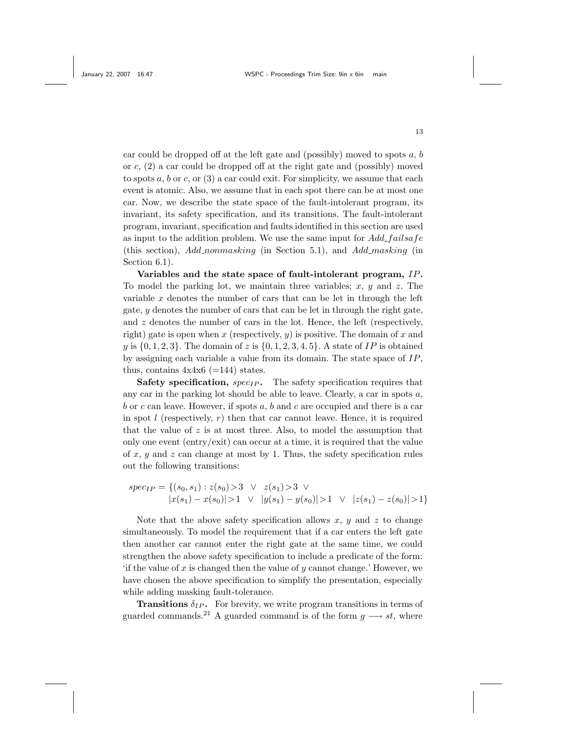car could be dropped off at the left gate and (possibly) moved to spots $a$, $b$ or $c$, (2) a car could be dropped off at the right gate and (possibly) moved to spots $a$, $b$ or $c$, or (3) a car could exit. For simplicity, we assume that each event is atomic. Also, we assume that in each spot there can be at most one car. Now, we describe the state space of the fault-intolerant program, its invariant, its safety specification, and its transitions. The fault-intolerant program, invariant, specification and faults identified in this section are used as input to the addition problem. We use the same input for *Add_failsafe* (this section), *Add_nonmasking* (in Section 5.1), and *Add_masking* (in Section 6.1).

**Variables and the state space of fault-intolerant program, $IP$.** To model the parking lot, we maintain three variables; $x$, $y$ and $z$. The variable $x$ denotes the number of cars that can be let in through the left gate, $y$ denotes the number of cars that can be let in through the right gate, and $z$ denotes the number of cars in the lot. Hence, the left (respectively, right) gate is open when $x$ (respectively, $y$) is positive. The domain of $x$ and $y$ is $\{0, 1, 2, 3\}$. The domain of $z$ is $\{0, 1, 2, 3, 4, 5\}$. A state of $IP$ is obtained by assigning each variable a value from its domain. The state space of $IP$, thus, contains 4x4x6 (=144) states.

**Safety specification, $spec_{IP}$.** The safety specification requires that any car in the parking lot should be able to leave. Clearly, a car in spots $a$, $b$ or $c$ can leave. However, if spots $a$, $b$ and $c$ are occupied and there is a car in spot $l$ (respectively, $r$) then that car cannot leave. Hence, it is required that the value of $z$ is at most three. Also, to model the assumption that only one event (entry/exit) can occur at a time, it is required that the value of $x$, $y$ and $z$ can change at most by 1. Thus, the safety specification rules out the following transitions:

$$spec_{IP} = \{(s_0, s_1) : z(s_0) > 3 \;\vee\; z(s_1) > 3 \;\vee\; |x(s_1) - x(s_0)| > 1 \;\vee\; |y(s_1) - y(s_0)| > 1 \;\vee\; |z(s_1) - z(s_0)| > 1\}$$

Note that the above safety specification allows $x$, $y$ and $z$ to change simultaneously. To model the requirement that if a car enters the left gate then another car cannot enter the right gate at the same time, we could strengthen the above safety specification to include a predicate of the form: 'if the value of $x$ is changed then the value of $y$ cannot change.' However, we have chosen the above specification to simplify the presentation, especially while adding masking fault-tolerance.

**Transitions $\delta_{IP}$.** For brevity, we write program transitions in terms of guarded commands.[21] A guarded command is of the form $g \longrightarrow st$, where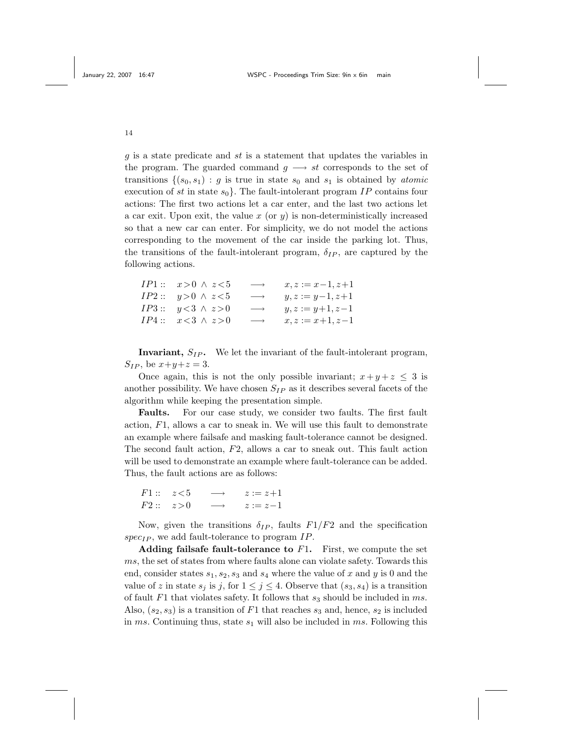$g$ is a state predicate and $st$ is a statement that updates the variables in the program. The guarded command $g \longrightarrow st$ corresponds to the set of transitions $\{(s_0, s_1) : g$ is true in state $s_0$ and $s_1$ is obtained by *atomic* execution of $st$ in state $s_0\}$. The fault-intolerant program $IP$ contains four actions: The first two actions let a car enter, and the last two actions let a car exit. Upon exit, the value $x$ (or $y$) is non-deterministically increased so that a new car can enter. For simplicity, we do not model the actions corresponding to the movement of the car inside the parking lot. Thus, the transitions of the fault-intolerant program, $\delta_{IP}$, are captured by the following actions.

$$
\begin{array}{llll}
IP1 :: & x>0 \ \wedge \ z<5 & \longrightarrow & x, z := x-1, z+1 \\
IP2 :: & y>0 \ \wedge \ z<5 & \longrightarrow & y, z := y-1, z+1 \\
IP3 :: & y<3 \ \wedge \ z>0 & \longrightarrow & y, z := y+1, z-1 \\
IP4 :: & x<3 \ \wedge \ z>0 & \longrightarrow & x, z := x+1, z-1
\end{array}
$$

**Invariant, $S_{IP}$.** We let the invariant of the fault-intolerant program, $S_{IP}$, be $x+y+z = 3$.

Once again, this is not the only possible invariant; $x+y+z \leq 3$ is another possibility. We have chosen $S_{IP}$ as it describes several facets of the algorithm while keeping the presentation simple.

**Faults.** For our case study, we consider two faults. The first fault action, $F1$, allows a car to sneak in. We will use this fault to demonstrate an example where failsafe and masking fault-tolerance cannot be designed. The second fault action, $F2$, allows a car to sneak out. This fault action will be used to demonstrate an example where fault-tolerance can be added. Thus, the fault actions are as follows:

$$
\begin{array}{llll}
F1 :: & z<5 & \longrightarrow & z := z+1 \\
F2 :: & z>0 & \longrightarrow & z := z-1
\end{array}
$$

Now, given the transitions $\delta_{IP}$, faults $F1/F2$ and the specification $spec_{IP}$, we add fault-tolerance to program $IP$.

**Adding failsafe fault-tolerance to $F1$.** First, we compute the set $ms$, the set of states from where faults alone can violate safety. Towards this end, consider states $s_1, s_2, s_3$ and $s_4$ where the value of $x$ and $y$ is 0 and the value of $z$ in state $s_j$ is $j$, for $1 \leq j \leq 4$. Observe that $(s_3, s_4)$ is a transition of fault $F1$ that violates safety. It follows that $s_3$ should be included in $ms$. Also, $(s_2, s_3)$ is a transition of $F1$ that reaches $s_3$ and, hence, $s_2$ is included in $ms$. Continuing thus, state $s_1$ will also be included in $ms$. Following this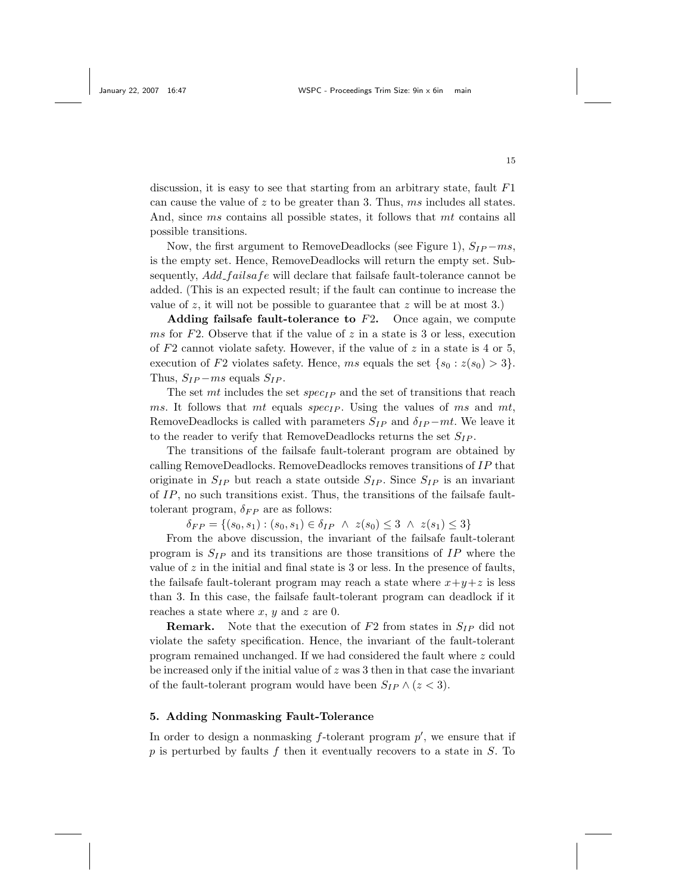discussion, it is easy to see that starting from an arbitrary state, fault $F1$ can cause the value of $z$ to be greater than 3. Thus, $ms$ includes all states. And, since $ms$ contains all possible states, it follows that $mt$ contains all possible transitions.

Now, the first argument to RemoveDeadlocks (see Figure 1), $S_{IP} - ms$, is the empty set. Hence, RemoveDeadlocks will return the empty set. Subsequently, $Add\_failsafe$ will declare that failsafe fault-tolerance cannot be added. (This is an expected result; if the fault can continue to increase the value of $z$, it will not be possible to guarantee that $z$ will be at most 3.)

**Adding failsafe fault-tolerance to $F2$.** Once again, we compute $ms$ for $F2$. Observe that if the value of $z$ in a state is 3 or less, execution of $F2$ cannot violate safety. However, if the value of $z$ in a state is 4 or 5, execution of $F2$ violates safety. Hence, $ms$ equals the set $\{s_0 : z(s_0) > 3\}$. Thus, $S_{IP} - ms$ equals $S_{IP}$.

The set $mt$ includes the set $spec_{IP}$ and the set of transitions that reach $ms$. It follows that $mt$ equals $spec_{IP}$. Using the values of $ms$ and $mt$, RemoveDeadlocks is called with parameters $S_{IP}$ and $\delta_{IP} - mt$. We leave it to the reader to verify that RemoveDeadlocks returns the set $S_{IP}$.

The transitions of the failsafe fault-tolerant program are obtained by calling RemoveDeadlocks. RemoveDeadlocks removes transitions of $IP$ that originate in $S_{IP}$ but reach a state outside $S_{IP}$. Since $S_{IP}$ is an invariant of $IP$, no such transitions exist. Thus, the transitions of the failsafe fault-tolerant program, $\delta_{FP}$ are as follows:

$$\delta_{FP} = \{(s_0, s_1) : (s_0, s_1) \in \delta_{IP} \ \wedge \ z(s_0) \leq 3 \ \wedge \ z(s_1) \leq 3\}$$

From the above discussion, the invariant of the failsafe fault-tolerant program is $S_{IP}$ and its transitions are those transitions of $IP$ where the value of $z$ in the initial and final state is 3 or less. In the presence of faults, the failsafe fault-tolerant program may reach a state where $x+y+z$ is less than 3. In this case, the failsafe fault-tolerant program can deadlock if it reaches a state where $x$, $y$ and $z$ are 0.

**Remark.** Note that the execution of $F2$ from states in $S_{IP}$ did not violate the safety specification. Hence, the invariant of the fault-tolerant program remained unchanged. If we had considered the fault where $z$ could be increased only if the initial value of $z$ was 3 then in that case the invariant of the fault-tolerant program would have been $S_{IP} \wedge (z < 3)$.

## 5. Adding Nonmasking Fault-Tolerance

In order to design a nonmasking $f$-tolerant program $p'$, we ensure that if $p$ is perturbed by faults $f$ then it eventually recovers to a state in $S$. To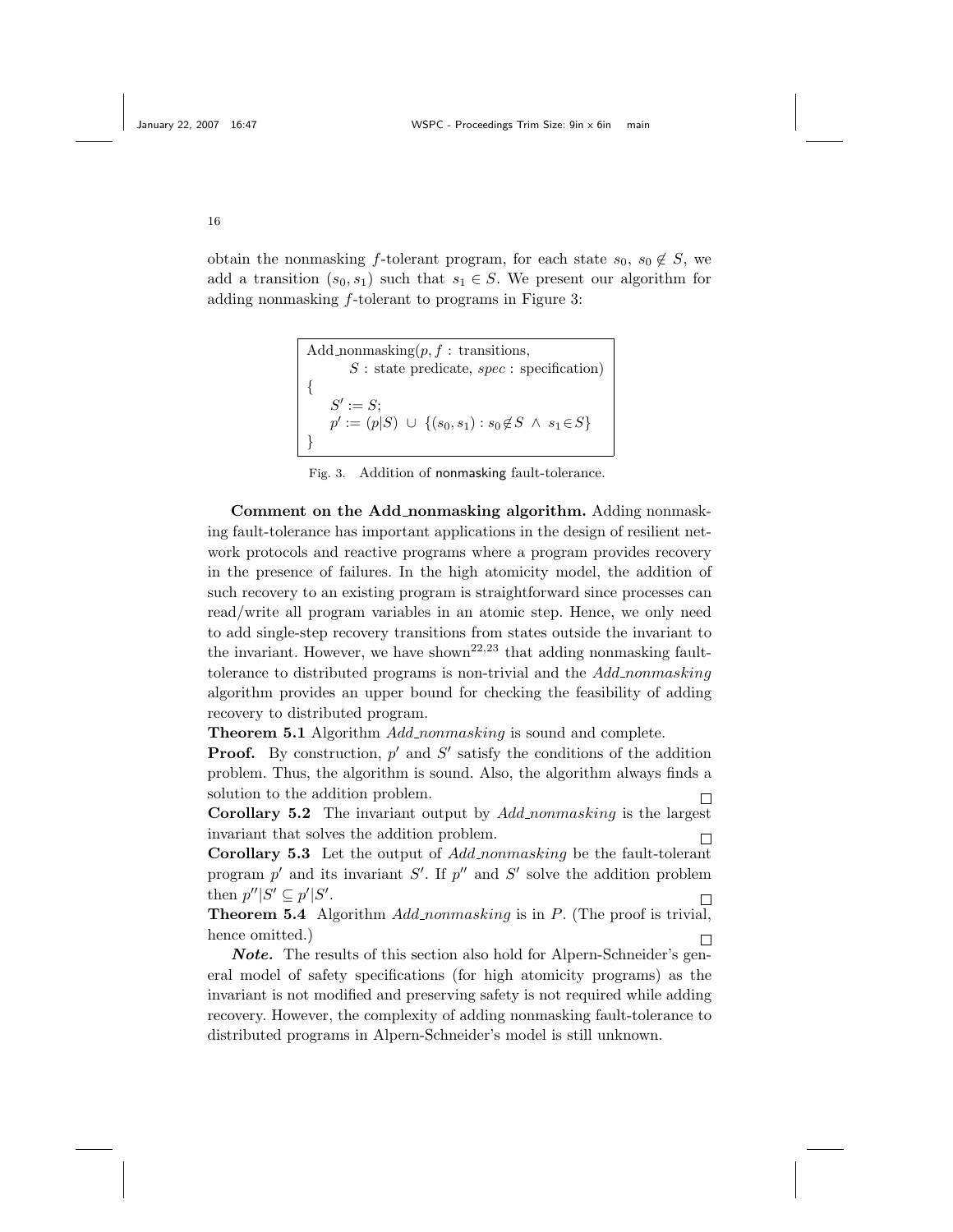obtain the nonmasking $f$-tolerant program, for each state $s_0$, $s_0 \notin S$, we add a transition $(s_0, s_1)$ such that $s_1 \in S$. We present our algorithm for adding nonmasking $f$-tolerant to programs in Figure 3:

```
Add_nonmasking(p, f : transitions,
        S : state predicate, spec : specification)
{
    S' := S;
    p' := (p|S) ∪ {(s0, s1) : s0 ∉ S ∧ s1 ∈ S}
}
```

Fig. 3. Addition of nonmasking fault-tolerance.

**Comment on the Add_nonmasking algorithm.** Adding nonmasking fault-tolerance has important applications in the design of resilient network protocols and reactive programs where a program provides recovery in the presence of failures. In the high atomicity model, the addition of such recovery to an existing program is straightforward since processes can read/write all program variables in an atomic step. Hence, we only need to add single-step recovery transitions from states outside the invariant to the invariant. However, we have shown[22,23] that adding nonmasking fault-tolerance to distributed programs is non-trivial and the *Add_nonmasking* algorithm provides an upper bound for checking the feasibility of adding recovery to distributed program.

**Theorem 5.1** Algorithm *Add_nonmasking* is sound and complete.

**Proof.** By construction, $p'$ and $S'$ satisfy the conditions of the addition problem. Thus, the algorithm is sound. Also, the algorithm always finds a solution to the addition problem. □

**Corollary 5.2** The invariant output by *Add_nonmasking* is the largest invariant that solves the addition problem. □

**Corollary 5.3** Let the output of *Add_nonmasking* be the fault-tolerant program $p'$ and its invariant $S'$. If $p''$ and $S'$ solve the addition problem then $p''|S' \subseteq p'|S'$. □

**Theorem 5.4** Algorithm *Add_nonmasking* is in $P$. (The proof is trivial, hence omitted.) □

***Note.*** The results of this section also hold for Alpern-Schneider's general model of safety specifications (for high atomicity programs) as the invariant is not modified and preserving safety is not required while adding recovery. However, the complexity of adding nonmasking fault-tolerance to distributed programs in Alpern-Schneider's model is still unknown.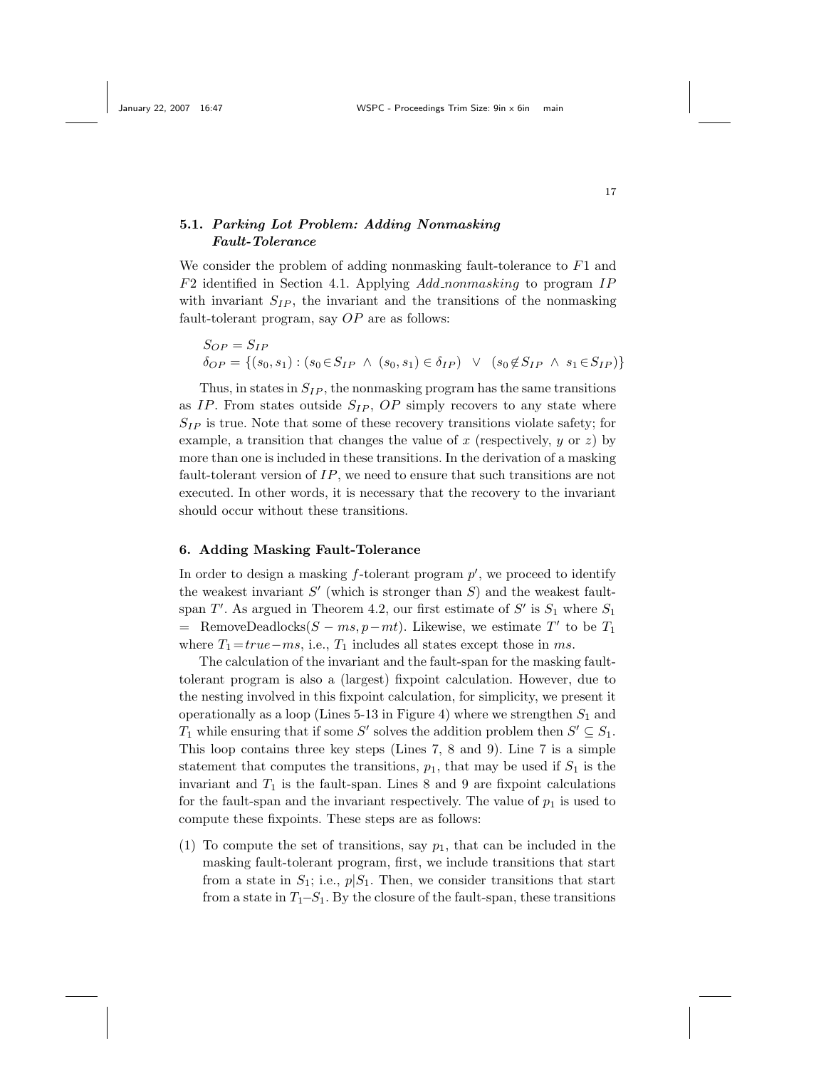### 5.1. *Parking Lot Problem: Adding Nonmasking Fault-Tolerance*

We consider the problem of adding nonmasking fault-tolerance to $F1$ and $F2$ identified in Section 4.1. Applying *Add_nonmasking* to program $IP$ with invariant $S_{IP}$, the invariant and the transitions of the nonmasking fault-tolerant program, say $OP$ are as follows:

$$S_{OP} = S_{IP}$$
$$\delta_{OP} = \{(s_0, s_1) : (s_0 \in S_{IP} \ \wedge \ (s_0, s_1) \in \delta_{IP}) \ \ \vee \ \ (s_0 \notin S_{IP} \ \wedge \ s_1 \in S_{IP})\}$$

Thus, in states in $S_{IP}$, the nonmasking program has the same transitions as $IP$. From states outside $S_{IP}$, $OP$ simply recovers to any state where $S_{IP}$ is true. Note that some of these recovery transitions violate safety; for example, a transition that changes the value of $x$ (respectively, $y$ or $z$) by more than one is included in these transitions. In the derivation of a masking fault-tolerant version of $IP$, we need to ensure that such transitions are not executed. In other words, it is necessary that the recovery to the invariant should occur without these transitions.

## 6. Adding Masking Fault-Tolerance

In order to design a masking $f$-tolerant program $p'$, we proceed to identify the weakest invariant $S'$ (which is stronger than $S$) and the weakest fault-span $T'$. As argued in Theorem 4.2, our first estimate of $S'$ is $S_1$ where $S_1$ = RemoveDeadlocks($S - ms, p - mt$). Likewise, we estimate $T'$ to be $T_1$ where $T_1 = true - ms$, i.e., $T_1$ includes all states except those in $ms$.

The calculation of the invariant and the fault-span for the masking fault-tolerant program is also a (largest) fixpoint calculation. However, due to the nesting involved in this fixpoint calculation, for simplicity, we present it operationally as a loop (Lines 5-13 in Figure 4) where we strengthen $S_1$ and $T_1$ while ensuring that if some $S'$ solves the addition problem then $S' \subseteq S_1$. This loop contains three key steps (Lines 7, 8 and 9). Line 7 is a simple statement that computes the transitions, $p_1$, that may be used if $S_1$ is the invariant and $T_1$ is the fault-span. Lines 8 and 9 are fixpoint calculations for the fault-span and the invariant respectively. The value of $p_1$ is used to compute these fixpoints. These steps are as follows:

(1) To compute the set of transitions, say $p_1$, that can be included in the masking fault-tolerant program, first, we include transitions that start from a state in $S_1$; i.e., $p|S_1$. Then, we consider transitions that start from a state in $T_1$–$S_1$. By the closure of the fault-span, these transitions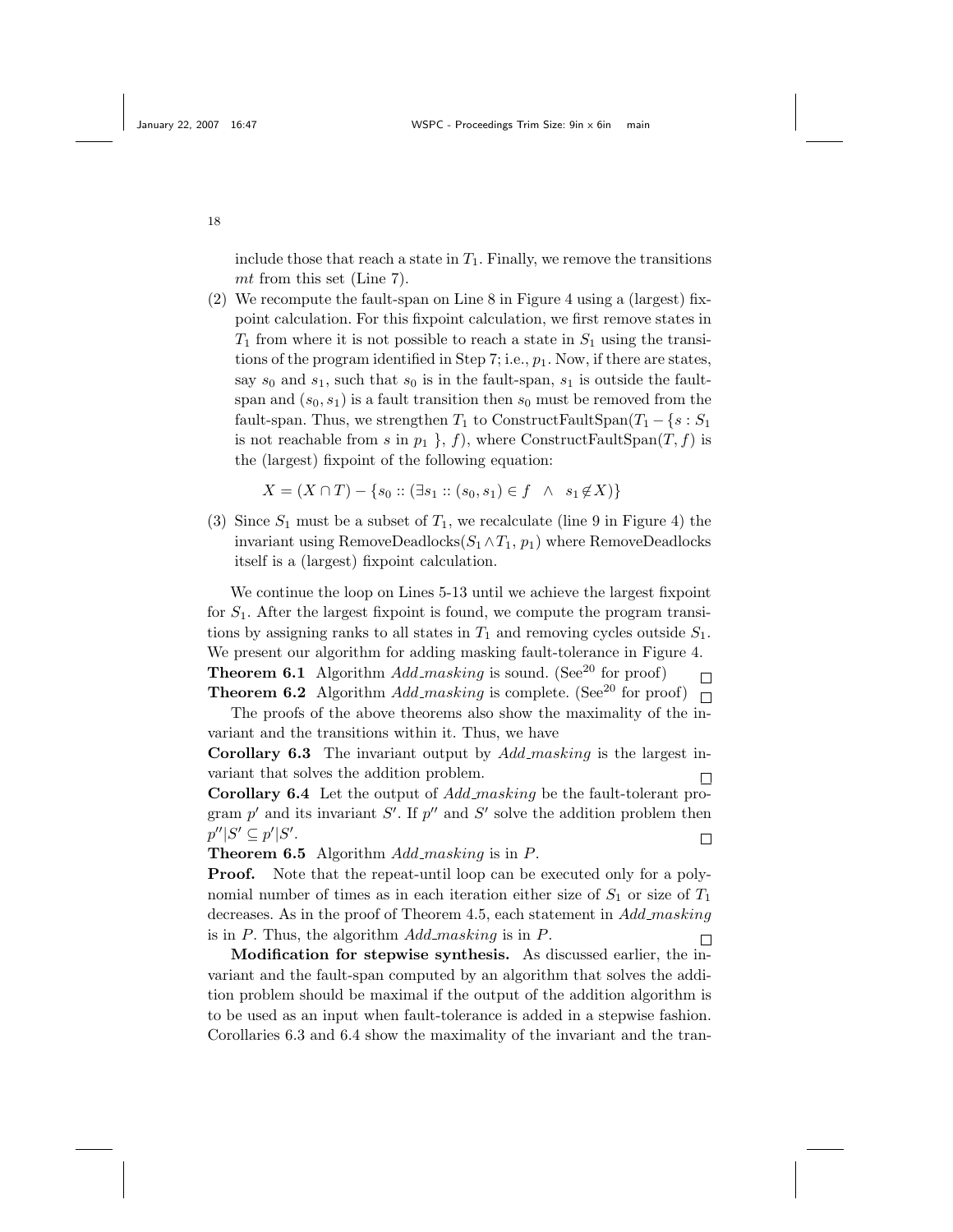include those that reach a state in $T_1$. Finally, we remove the transitions $mt$ from this set (Line 7).

(2) We recompute the fault-span on Line 8 in Figure 4 using a (largest) fixpoint calculation. For this fixpoint calculation, we first remove states in $T_1$ from where it is not possible to reach a state in $S_1$ using the transitions of the program identified in Step 7; i.e., $p_1$. Now, if there are states, say $s_0$ and $s_1$, such that $s_0$ is in the fault-span, $s_1$ is outside the fault-span and $(s_0, s_1)$ is a fault transition then $s_0$ must be removed from the fault-span. Thus, we strengthen $T_1$ to ConstructFaultSpan($T_1 - \{s : S_1$ is not reachable from $s$ in $p_1$ $\}$, $f$), where ConstructFaultSpan($T$, $f$) is the (largest) fixpoint of the following equation:

$$X = (X \cap T) - \{s_0 :: (\exists s_1 :: (s_0, s_1) \in f \ \ \wedge \ \ s_1 \notin X)\}$$

(3) Since $S_1$ must be a subset of $T_1$, we recalculate (line 9 in Figure 4) the invariant using RemoveDeadlocks($S_1 \wedge T_1$, $p_1$) where RemoveDeadlocks itself is a (largest) fixpoint calculation.

We continue the loop on Lines 5-13 until we achieve the largest fixpoint for $S_1$. After the largest fixpoint is found, we compute the program transitions by assigning ranks to all states in $T_1$ and removing cycles outside $S_1$. We present our algorithm for adding masking fault-tolerance in Figure 4.

**Theorem 6.1** Algorithm *Add_masking* is sound. (See[20] for proof) □

**Theorem 6.2** Algorithm *Add_masking* is complete. (See[20] for proof) □

The proofs of the above theorems also show the maximality of the invariant and the transitions within it. Thus, we have

**Corollary 6.3** The invariant output by *Add_masking* is the largest invariant that solves the addition problem. □

**Corollary 6.4** Let the output of *Add_masking* be the fault-tolerant program $p'$ and its invariant $S'$. If $p''$ and $S'$ solve the addition problem then $p''|S' \subseteq p'|S'$. □

**Theorem 6.5** Algorithm *Add_masking* is in $P$.

**Proof.** Note that the repeat-until loop can be executed only for a polynomial number of times as in each iteration either size of $S_1$ or size of $T_1$ decreases. As in the proof of Theorem 4.5, each statement in *Add_masking* is in $P$. Thus, the algorithm *Add_masking* is in $P$. □

**Modification for stepwise synthesis.** As discussed earlier, the invariant and the fault-span computed by an algorithm that solves the addition problem should be maximal if the output of the addition algorithm is to be used as an input when fault-tolerance is added in a stepwise fashion. Corollaries 6.3 and 6.4 show the maximality of the invariant and the tran-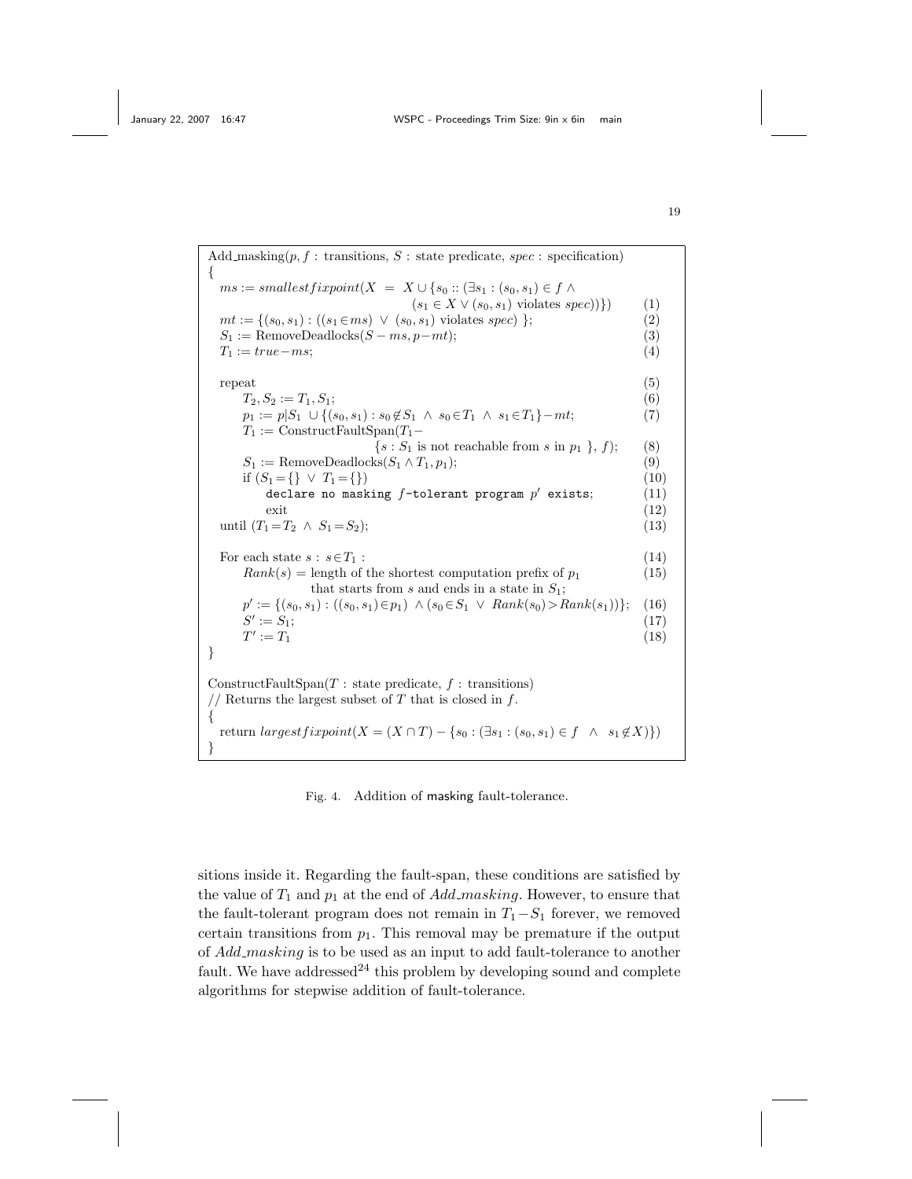```
Add_masking(p, f : transitions, S : state predicate, spec : specification)
{
  ms := smallestfixpoint(X = X ∪ {s0 :: (∃s1 : (s0, s1) ∈ f ∧
                              (s1 ∈ X ∨ (s0, s1) violates spec))})            (1)
  mt := {(s0, s1) : ((s1 ∈ ms) ∨ (s0, s1) violates spec) };                  (2)
  S1 := RemoveDeadlocks(S − ms, p − mt);                                      (3)
  T1 := true − ms;                                                            (4)

  repeat                                                                      (5)
      T2, S2 := T1, S1;                                                       (6)
      p1 := p|S1 ∪ {(s0, s1) : s0 ∉ S1 ∧ s0 ∈ T1 ∧ s1 ∈ T1} − mt;             (7)
      T1 := ConstructFaultSpan(T1 −
                        {s : S1 is not reachable from s in p1 }, f);          (8)
      S1 := RemoveDeadlocks(S1 ∧ T1, p1);                                     (9)
      if (S1 = {} ∨ T1 = {})                                                  (10)
          declare no masking f-tolerant program p' exists;                    (11)
          exit                                                                (12)
  until (T1 = T2 ∧ S1 = S2);                                                  (13)

  For each state s : s ∈ T1 :                                                 (14)
      Rank(s) = length of the shortest computation prefix of p1               (15)
                that starts from s and ends in a state in S1;
      p' := {(s0, s1) : ((s0, s1) ∈ p1) ∧ (s0 ∈ S1 ∨ Rank(s0) > Rank(s1))};   (16)
      S' := S1;                                                               (17)
      T' := T1                                                                (18)
}

ConstructFaultSpan(T : state predicate, f : transitions)
// Returns the largest subset of T that is closed in f.
{
  return largestfixpoint(X = (X ∩ T) − {s0 : (∃s1 : (s0, s1) ∈ f ∧ s1 ∉ X)})
}
```

Fig. 4. Addition of masking fault-tolerance.

sitions inside it. Regarding the fault-span, these conditions are satisfied by the value of $T_1$ and $p_1$ at the end of *Add_masking*. However, to ensure that the fault-tolerant program does not remain in $T_1 - S_1$ forever, we removed certain transitions from $p_1$. This removal may be premature if the output of *Add_masking* is to be used as an input to add fault-tolerance to another fault. We have addressed[24] this problem by developing sound and complete algorithms for stepwise addition of fault-tolerance.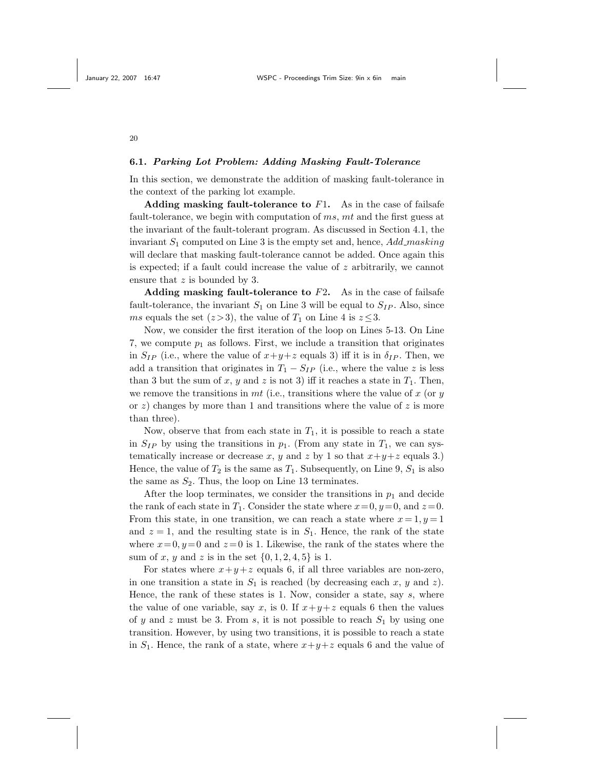### 6.1. *Parking Lot Problem: Adding Masking Fault-Tolerance*

In this section, we demonstrate the addition of masking fault-tolerance in the context of the parking lot example.

**Adding masking fault-tolerance to $F1$.** As in the case of failsafe fault-tolerance, we begin with computation of $ms$, $mt$ and the first guess at the invariant of the fault-tolerant program. As discussed in Section 4.1, the invariant $S_1$ computed on Line 3 is the empty set and, hence, *Add_masking* will declare that masking fault-tolerance cannot be added. Once again this is expected; if a fault could increase the value of $z$ arbitrarily, we cannot ensure that $z$ is bounded by 3.

**Adding masking fault-tolerance to $F2$.** As in the case of failsafe fault-tolerance, the invariant $S_1$ on Line 3 will be equal to $S_{IP}$. Also, since $ms$ equals the set $(z > 3)$, the value of $T_1$ on Line 4 is $z \leq 3$.

Now, we consider the first iteration of the loop on Lines 5-13. On Line 7, we compute $p_1$ as follows. First, we include a transition that originates in $S_{IP}$ (i.e., where the value of $x+y+z$ equals 3) iff it is in $\delta_{IP}$. Then, we add a transition that originates in $T_1 - S_{IP}$ (i.e., where the value $z$ is less than 3 but the sum of $x$, $y$ and $z$ is not 3) iff it reaches a state in $T_1$. Then, we remove the transitions in $mt$ (i.e., transitions where the value of $x$ (or $y$ or $z$) changes by more than 1 and transitions where the value of $z$ is more than three).

Now, observe that from each state in $T_1$, it is possible to reach a state in $S_{IP}$ by using the transitions in $p_1$. (From any state in $T_1$, we can systematically increase or decrease $x$, $y$ and $z$ by 1 so that $x+y+z$ equals 3.) Hence, the value of $T_2$ is the same as $T_1$. Subsequently, on Line 9, $S_1$ is also the same as $S_2$. Thus, the loop on Line 13 terminates.

After the loop terminates, we consider the transitions in $p_1$ and decide the rank of each state in $T_1$. Consider the state where $x=0, y=0$, and $z=0$. From this state, in one transition, we can reach a state where $x=1, y=1$ and $z=1$, and the resulting state is in $S_1$. Hence, the rank of the state where $x=0, y=0$ and $z=0$ is 1. Likewise, the rank of the states where the sum of $x$, $y$ and $z$ is in the set $\{0, 1, 2, 4, 5\}$ is 1.

For states where $x+y+z$ equals 6, if all three variables are non-zero, in one transition a state in $S_1$ is reached (by decreasing each $x$, $y$ and $z$). Hence, the rank of these states is 1. Now, consider a state, say $s$, where the value of one variable, say $x$, is 0. If $x+y+z$ equals 6 then the values of $y$ and $z$ must be 3. From $s$, it is not possible to reach $S_1$ by using one transition. However, by using two transitions, it is possible to reach a state in $S_1$. Hence, the rank of a state, where $x+y+z$ equals 6 and the value of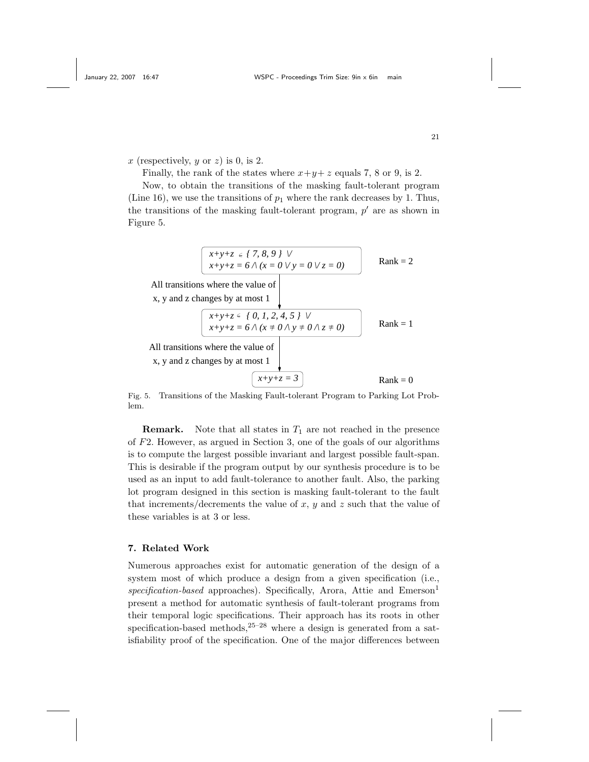$x$ (respectively, $y$ or $z$) is 0, is 2.

Finally, the rank of the states where $x+y+z$ equals 7, 8 or 9, is 2.

Now, to obtain the transitions of the masking fault-tolerant program (Line 16), we use the transitions of $p_1$ where the rank decreases by 1. Thus, the transitions of the masking fault-tolerant program, $p'$ are as shown in Figure 5.

$x+y+z \in \{7, 8, 9\} \vee$
$x+y+z = 6 \wedge (x = 0 \vee y = 0 \vee z = 0)$ — Rank = 2

All transitions where the value of x, y and z changes by at most 1

$x+y+z \in \{0, 1, 2, 4, 5\} \vee$
$x+y+z = 6 \wedge (x \neq 0 \wedge y \neq 0 \wedge z \neq 0)$ — Rank = 1

All transitions where the value of x, y and z changes by at most 1

$x+y+z = 3$ — Rank = 0

Fig. 5. Transitions of the Masking Fault-tolerant Program to Parking Lot Problem.

**Remark.** Note that all states in $T_1$ are not reached in the presence of $F2$. However, as argued in Section 3, one of the goals of our algorithms is to compute the largest possible invariant and largest possible fault-span. This is desirable if the program output by our synthesis procedure is to be used as an input to add fault-tolerance to another fault. Also, the parking lot program designed in this section is masking fault-tolerant to the fault that increments/decrements the value of $x$, $y$ and $z$ such that the value of these variables is at 3 or less.

## 7. Related Work

Numerous approaches exist for automatic generation of the design of a system most of which produce a design from a given specification (i.e., *specification-based* approaches). Specifically, Arora, Attie and Emerson[1] present a method for automatic synthesis of fault-tolerant programs from their temporal logic specifications. Their approach has its roots in other specification-based methods,[25–28] where a design is generated from a satisfiability proof of the specification. One of the major differences between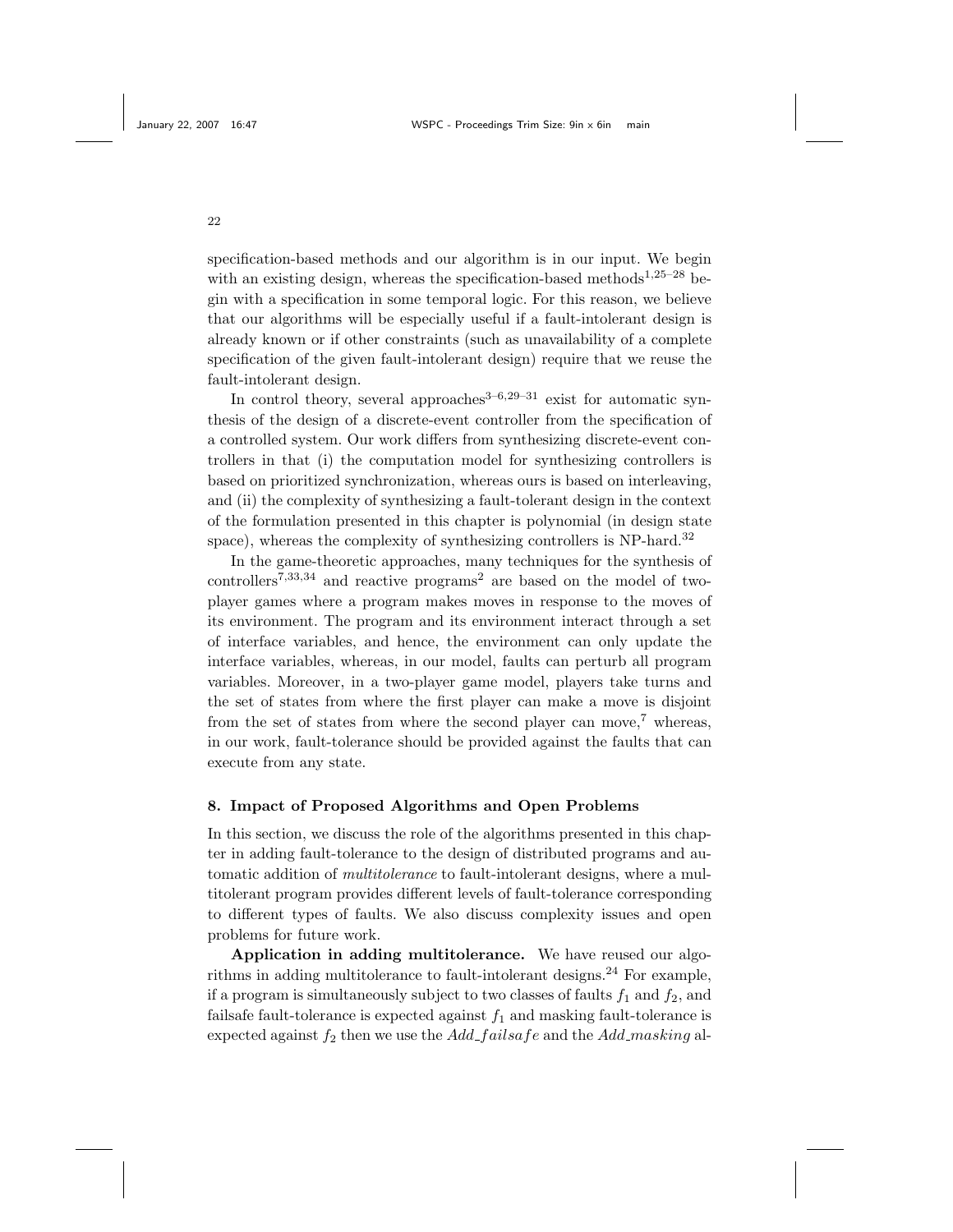specification-based methods and our algorithm is in our input. We begin with an existing design, whereas the specification-based methods[1,25–28] begin with a specification in some temporal logic. For this reason, we believe that our algorithms will be especially useful if a fault-intolerant design is already known or if other constraints (such as unavailability of a complete specification of the given fault-intolerant design) require that we reuse the fault-intolerant design.

In control theory, several approaches[3–6,29–31] exist for automatic synthesis of the design of a discrete-event controller from the specification of a controlled system. Our work differs from synthesizing discrete-event controllers in that (i) the computation model for synthesizing controllers is based on prioritized synchronization, whereas ours is based on interleaving, and (ii) the complexity of synthesizing a fault-tolerant design in the context of the formulation presented in this chapter is polynomial (in design state space), whereas the complexity of synthesizing controllers is NP-hard.[32]

In the game-theoretic approaches, many techniques for the synthesis of controllers[7,33,34] and reactive programs[2] are based on the model of two-player games where a program makes moves in response to the moves of its environment. The program and its environment interact through a set of interface variables, and hence, the environment can only update the interface variables, whereas, in our model, faults can perturb all program variables. Moreover, in a two-player game model, players take turns and the set of states from where the first player can make a move is disjoint from the set of states from where the second player can move,[7] whereas, in our work, fault-tolerance should be provided against the faults that can execute from any state.

## 8. Impact of Proposed Algorithms and Open Problems

In this section, we discuss the role of the algorithms presented in this chapter in adding fault-tolerance to the design of distributed programs and automatic addition of *multitolerance* to fault-intolerant designs, where a multitolerant program provides different levels of fault-tolerance corresponding to different types of faults. We also discuss complexity issues and open problems for future work.

**Application in adding multitolerance.** We have reused our algorithms in adding multitolerance to fault-intolerant designs.[24] For example, if a program is simultaneously subject to two classes of faults $f_1$ and $f_2$, and failsafe fault-tolerance is expected against $f_1$ and masking fault-tolerance is expected against $f_2$ then we use the $Add\_failsafe$ and the $Add\_masking$ al-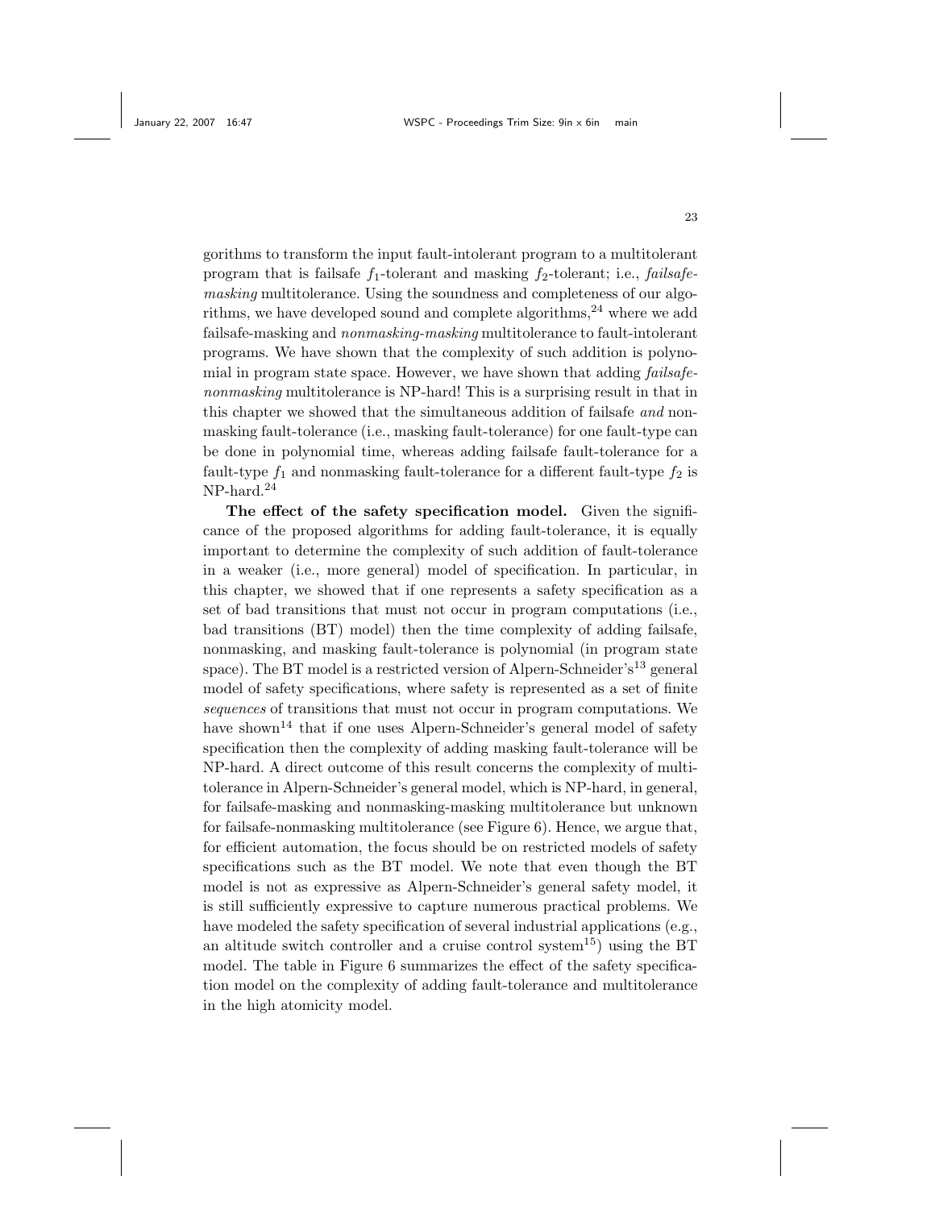gorithms to transform the input fault-intolerant program to a multitolerant program that is failsafe $f_1$-tolerant and masking $f_2$-tolerant; i.e., *failsafe-masking* multitolerance. Using the soundness and completeness of our algorithms, we have developed sound and complete algorithms,[24] where we add failsafe-masking and *nonmasking-masking* multitolerance to fault-intolerant programs. We have shown that the complexity of such addition is polynomial in program state space. However, we have shown that adding *failsafe-nonmasking* multitolerance is NP-hard! This is a surprising result in that in this chapter we showed that the simultaneous addition of failsafe *and* nonmasking fault-tolerance (i.e., masking fault-tolerance) for one fault-type can be done in polynomial time, whereas adding failsafe fault-tolerance for a fault-type $f_1$ and nonmasking fault-tolerance for a different fault-type $f_2$ is NP-hard.[24]

**The effect of the safety specification model.** Given the significance of the proposed algorithms for adding fault-tolerance, it is equally important to determine the complexity of such addition of fault-tolerance in a weaker (i.e., more general) model of specification. In particular, in this chapter, we showed that if one represents a safety specification as a set of bad transitions that must not occur in program computations (i.e., bad transitions (BT) model) then the time complexity of adding failsafe, nonmasking, and masking fault-tolerance is polynomial (in program state space). The BT model is a restricted version of Alpern-Schneider's[13] general model of safety specifications, where safety is represented as a set of finite *sequences* of transitions that must not occur in program computations. We have shown[14] that if one uses Alpern-Schneider's general model of safety specification then the complexity of adding masking fault-tolerance will be NP-hard. A direct outcome of this result concerns the complexity of multitolerance in Alpern-Schneider's general model, which is NP-hard, in general, for failsafe-masking and nonmasking-masking multitolerance but unknown for failsafe-nonmasking multitolerance (see Figure 6). Hence, we argue that, for efficient automation, the focus should be on restricted models of safety specifications such as the BT model. We note that even though the BT model is not as expressive as Alpern-Schneider's general safety model, it is still sufficiently expressive to capture numerous practical problems. We have modeled the safety specification of several industrial applications (e.g., an altitude switch controller and a cruise control system[15]) using the BT model. The table in Figure 6 summarizes the effect of the safety specification model on the complexity of adding fault-tolerance and multitolerance in the high atomicity model.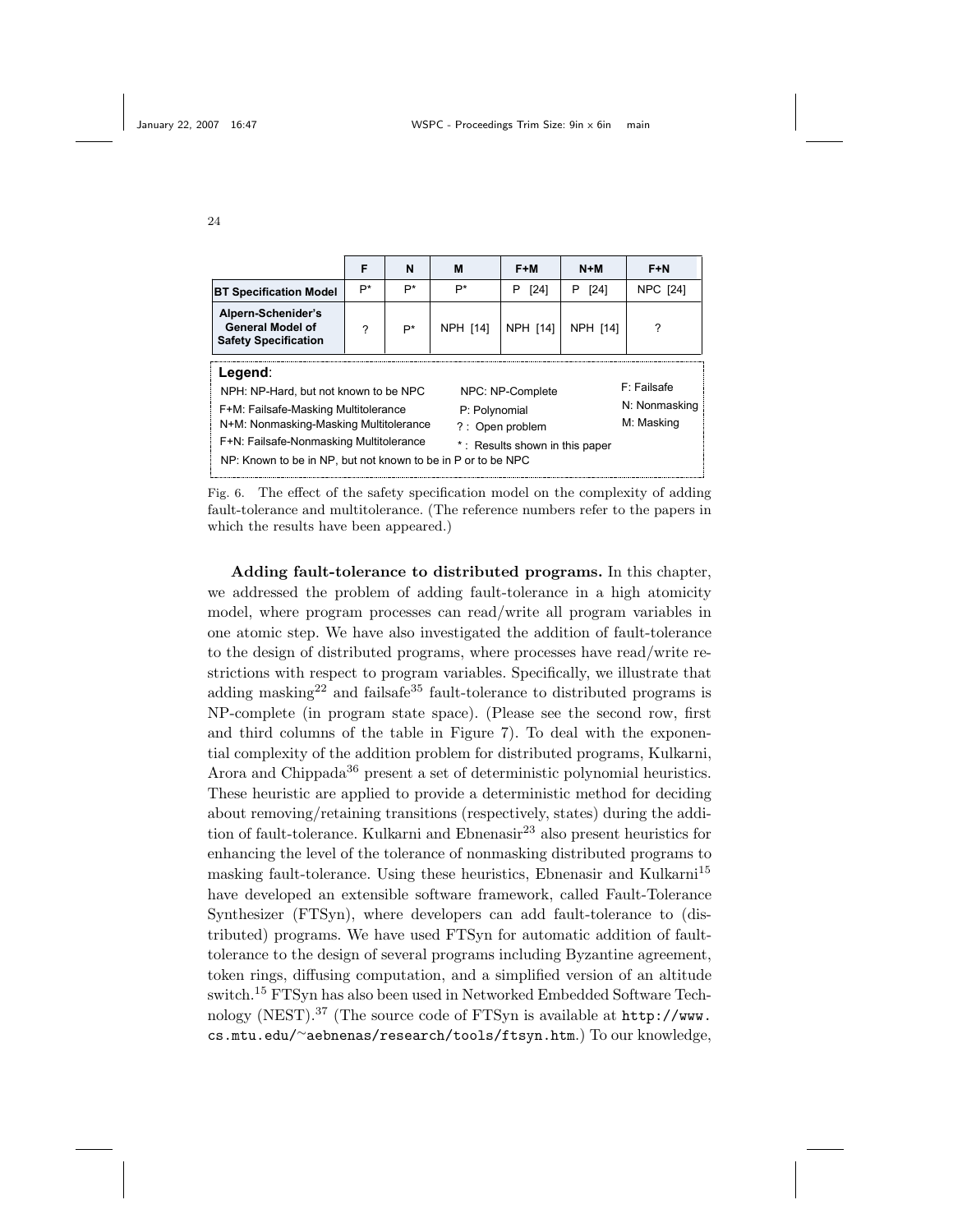|  | F | N | M | F+M | N+M | F+N |
| --- | --- | --- | --- | --- | --- | --- |
| **BT Specification Model** | P* | P* | P* | P [24] | P [24] | NPC [24] |
| **Alpern-Schenider's General Model of Safety Specification** | ? | P* | NPH [14] | NPH [14] | NPH [14] | ? |

**Legend**:

- NPH: NP-Hard, but not known to be NPC
- F+M: Failsafe-Masking Multitolerance
- N+M: Nonmasking-Masking Multitolerance
- F+N: Failsafe-Nonmasking Multitolerance
- NP: Known to be in NP, but not known to be in P or to be NPC
- NPC: NP-Complete
- P: Polynomial
- ? : Open problem
- * : Results shown in this paper
- F: Failsafe
- N: Nonmasking
- M: Masking

Fig. 6. The effect of the safety specification model on the complexity of adding fault-tolerance and multitolerance. (The reference numbers refer to the papers in which the results have been appeared.)

**Adding fault-tolerance to distributed programs.** In this chapter, we addressed the problem of adding fault-tolerance in a high atomicity model, where program processes can read/write all program variables in one atomic step. We have also investigated the addition of fault-tolerance to the design of distributed programs, where processes have read/write restrictions with respect to program variables. Specifically, we illustrate that adding masking[22] and failsafe[35] fault-tolerance to distributed programs is NP-complete (in program state space). (Please see the second row, first and third columns of the table in Figure 7). To deal with the exponential complexity of the addition problem for distributed programs, Kulkarni, Arora and Chippada[36] present a set of deterministic polynomial heuristics. These heuristic are applied to provide a deterministic method for deciding about removing/retaining transitions (respectively, states) during the addition of fault-tolerance. Kulkarni and Ebnenasir[23] also present heuristics for enhancing the level of the tolerance of nonmasking distributed programs to masking fault-tolerance. Using these heuristics, Ebnenasir and Kulkarni[15] have developed an extensible software framework, called Fault-Tolerance Synthesizer (FTSyn), where developers can add fault-tolerance to (distributed) programs. We have used FTSyn for automatic addition of fault-tolerance to the design of several programs including Byzantine agreement, token rings, diffusing computation, and a simplified version of an altitude switch.[15] FTSyn has also been used in Networked Embedded Software Technology (NEST).[37] (The source code of FTSyn is available at `http://www.cs.mtu.edu/~aebnenas/research/tools/ftsyn.htm`.) To our knowledge,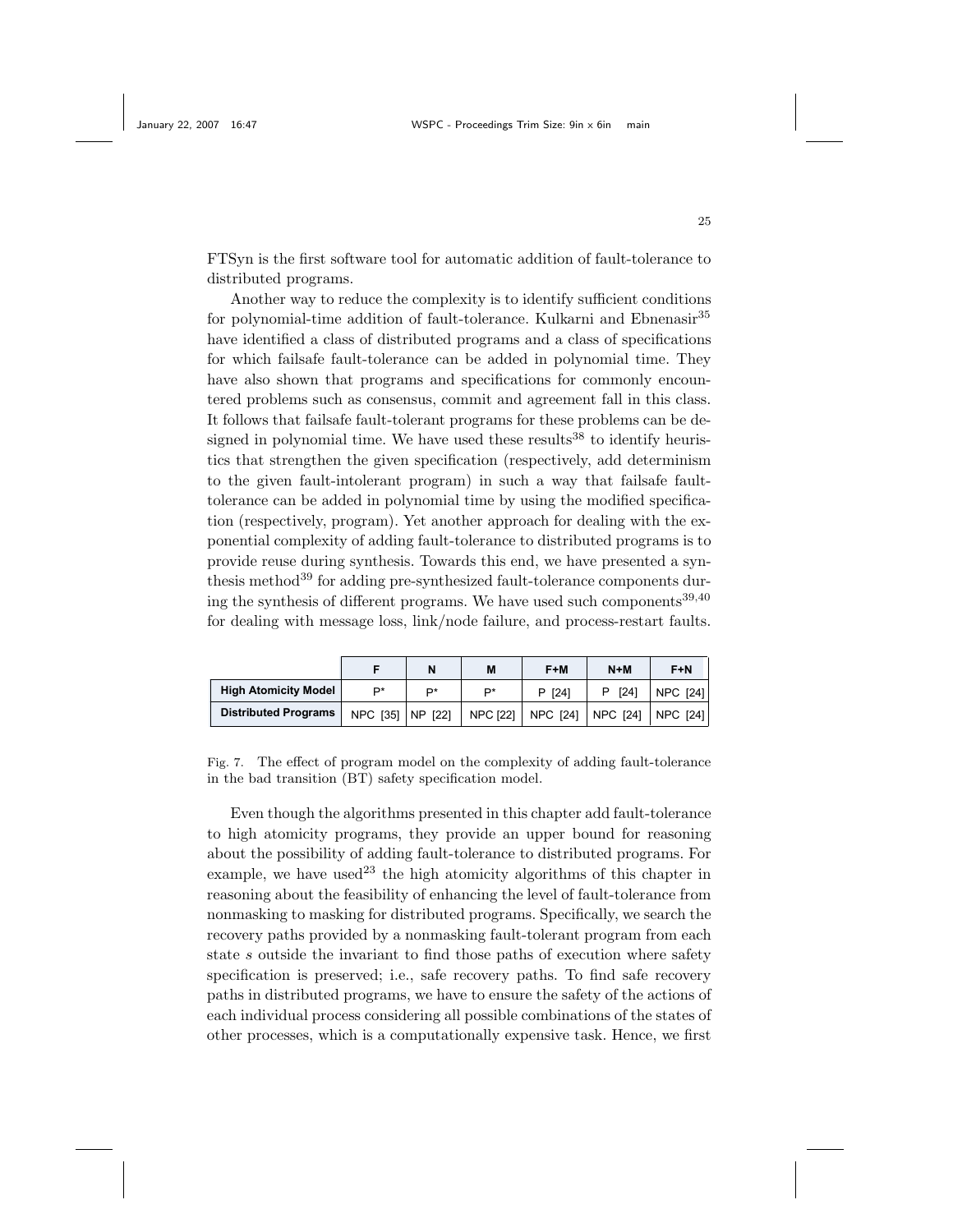FTSyn is the first software tool for automatic addition of fault-tolerance to distributed programs.

Another way to reduce the complexity is to identify sufficient conditions for polynomial-time addition of fault-tolerance. Kulkarni and Ebnenasir[35] have identified a class of distributed programs and a class of specifications for which failsafe fault-tolerance can be added in polynomial time. They have also shown that programs and specifications for commonly encountered problems such as consensus, commit and agreement fall in this class. It follows that failsafe fault-tolerant programs for these problems can be designed in polynomial time. We have used these results[38] to identify heuristics that strengthen the given specification (respectively, add determinism to the given fault-intolerant program) in such a way that failsafe fault-tolerance can be added in polynomial time by using the modified specification (respectively, program). Yet another approach for dealing with the exponential complexity of adding fault-tolerance to distributed programs is to provide reuse during synthesis. Towards this end, we have presented a synthesis method[39] for adding pre-synthesized fault-tolerance components during the synthesis of different programs. We have used such components[39,40] for dealing with message loss, link/node failure, and process-restart faults.

| | F | N | M | F+M | N+M | F+N |
|---|---|---|---|---|---|---|
| **High Atomicity Model** | P* | P* | P* | P [24] | P [24] | NPC [24] |
| **Distributed Programs** | NPC [35] | NP [22] | NPC [22] | NPC [24] | NPC [24] | NPC [24] |

Fig. 7. The effect of program model on the complexity of adding fault-tolerance in the bad transition (BT) safety specification model.

Even though the algorithms presented in this chapter add fault-tolerance to high atomicity programs, they provide an upper bound for reasoning about the possibility of adding fault-tolerance to distributed programs. For example, we have used[23] the high atomicity algorithms of this chapter in reasoning about the feasibility of enhancing the level of fault-tolerance from nonmasking to masking for distributed programs. Specifically, we search the recovery paths provided by a nonmasking fault-tolerant program from each state $s$ outside the invariant to find those paths of execution where safety specification is preserved; i.e., safe recovery paths. To find safe recovery paths in distributed programs, we have to ensure the safety of the actions of each individual process considering all possible combinations of the states of other processes, which is a computationally expensive task. Hence, we first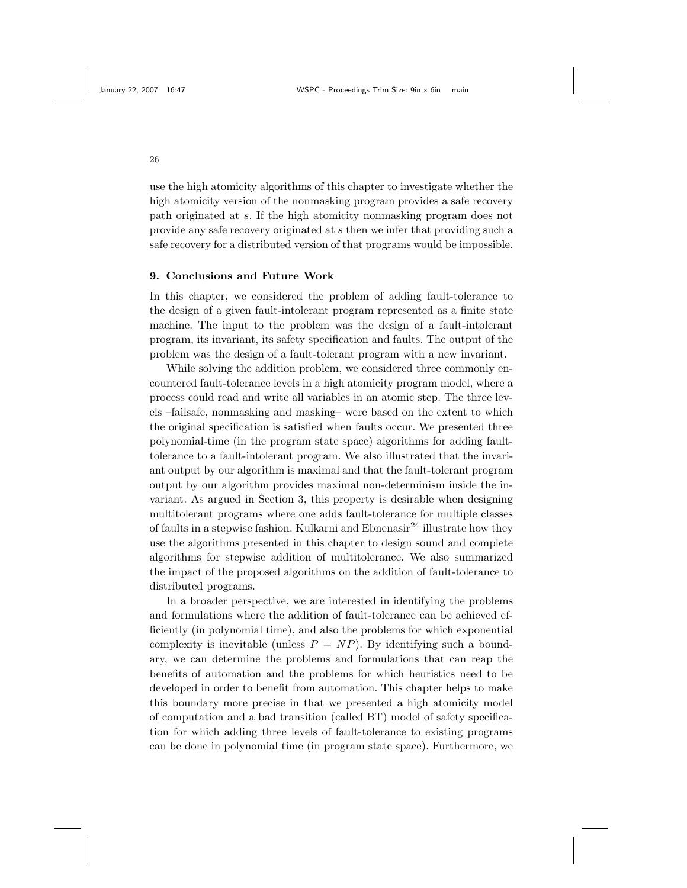use the high atomicity algorithms of this chapter to investigate whether the high atomicity version of the nonmasking program provides a safe recovery path originated at $s$. If the high atomicity nonmasking program does not provide any safe recovery originated at $s$ then we infer that providing such a safe recovery for a distributed version of that programs would be impossible.

## 9. Conclusions and Future Work

In this chapter, we considered the problem of adding fault-tolerance to the design of a given fault-intolerant program represented as a finite state machine. The input to the problem was the design of a fault-intolerant program, its invariant, its safety specification and faults. The output of the problem was the design of a fault-tolerant program with a new invariant.

While solving the addition problem, we considered three commonly encountered fault-tolerance levels in a high atomicity program model, where a process could read and write all variables in an atomic step. The three levels –failsafe, nonmasking and masking– were based on the extent to which the original specification is satisfied when faults occur. We presented three polynomial-time (in the program state space) algorithms for adding fault-tolerance to a fault-intolerant program. We also illustrated that the invariant output by our algorithm is maximal and that the fault-tolerant program output by our algorithm provides maximal non-determinism inside the invariant. As argued in Section 3, this property is desirable when designing multitolerant programs where one adds fault-tolerance for multiple classes of faults in a stepwise fashion. Kulkarni and Ebnenasir[24] illustrate how they use the algorithms presented in this chapter to design sound and complete algorithms for stepwise addition of multitolerance. We also summarized the impact of the proposed algorithms on the addition of fault-tolerance to distributed programs.

In a broader perspective, we are interested in identifying the problems and formulations where the addition of fault-tolerance can be achieved efficiently (in polynomial time), and also the problems for which exponential complexity is inevitable (unless $P = NP$). By identifying such a boundary, we can determine the problems and formulations that can reap the benefits of automation and the problems for which heuristics need to be developed in order to benefit from automation. This chapter helps to make this boundary more precise in that we presented a high atomicity model of computation and a bad transition (called BT) model of safety specification for which adding three levels of fault-tolerance to existing programs can be done in polynomial time (in program state space). Furthermore, we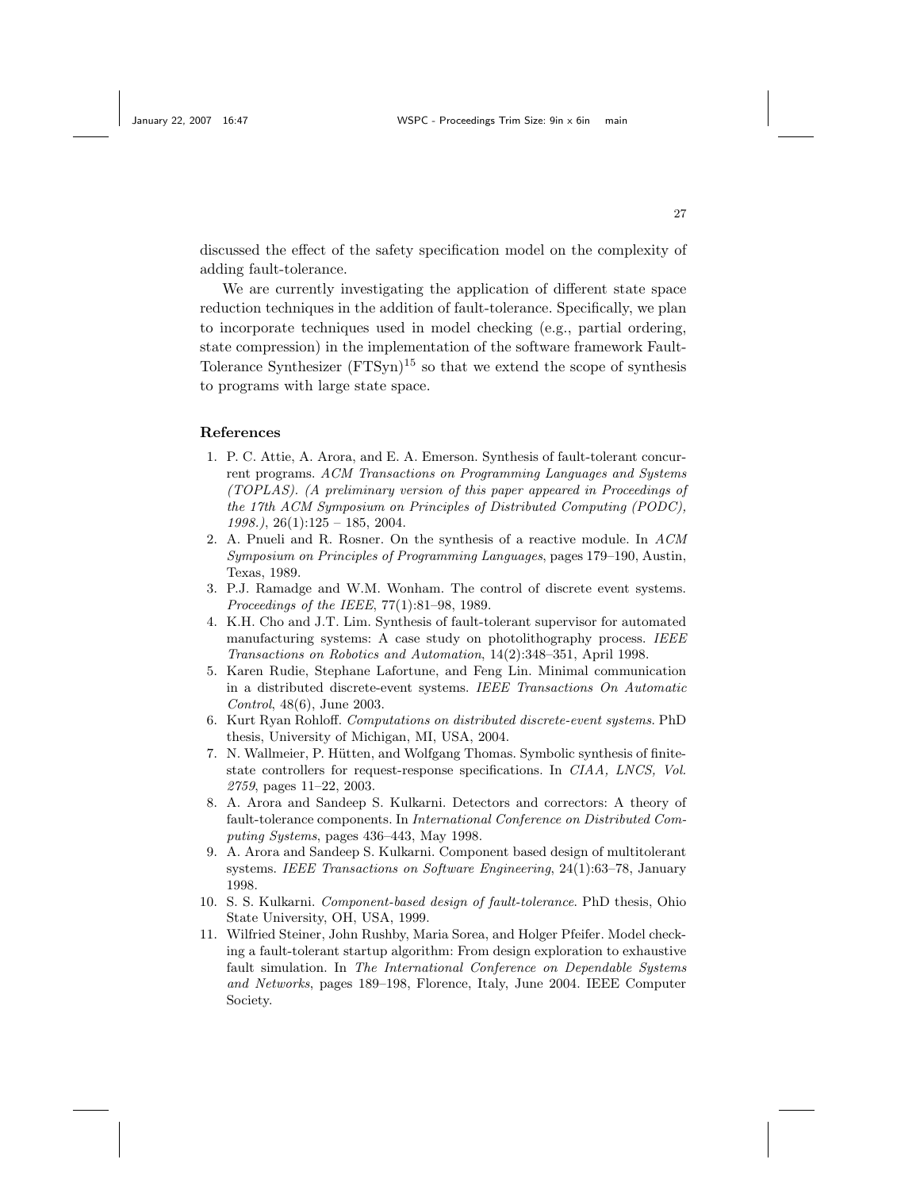discussed the effect of the safety specification model on the complexity of adding fault-tolerance.

We are currently investigating the application of different state space reduction techniques in the addition of fault-tolerance. Specifically, we plan to incorporate techniques used in model checking (e.g., partial ordering, state compression) in the implementation of the software framework Fault-Tolerance Synthesizer (FTSyn)[15] so that we extend the scope of synthesis to programs with large state space.

## References

1. P. C. Attie, A. Arora, and E. A. Emerson. Synthesis of fault-tolerant concurrent programs. *ACM Transactions on Programming Languages and Systems (TOPLAS). (A preliminary version of this paper appeared in Proceedings of the 17th ACM Symposium on Principles of Distributed Computing (PODC), 1998.)*, 26(1):125 – 185, 2004.
2. A. Pnueli and R. Rosner. On the synthesis of a reactive module. In *ACM Symposium on Principles of Programming Languages*, pages 179–190, Austin, Texas, 1989.
3. P.J. Ramadge and W.M. Wonham. The control of discrete event systems. *Proceedings of the IEEE*, 77(1):81–98, 1989.
4. K.H. Cho and J.T. Lim. Synthesis of fault-tolerant supervisor for automated manufacturing systems: A case study on photolithography process. *IEEE Transactions on Robotics and Automation*, 14(2):348–351, April 1998.
5. Karen Rudie, Stephane Lafortune, and Feng Lin. Minimal communication in a distributed discrete-event systems. *IEEE Transactions On Automatic Control*, 48(6), June 2003.
6. Kurt Ryan Rohloff. *Computations on distributed discrete-event systems*. PhD thesis, University of Michigan, MI, USA, 2004.
7. N. Wallmeier, P. Hütten, and Wolfgang Thomas. Symbolic synthesis of finite-state controllers for request-response specifications. In *CIAA, LNCS, Vol. 2759*, pages 11–22, 2003.
8. A. Arora and Sandeep S. Kulkarni. Detectors and correctors: A theory of fault-tolerance components. In *International Conference on Distributed Computing Systems*, pages 436–443, May 1998.
9. A. Arora and Sandeep S. Kulkarni. Component based design of multitolerant systems. *IEEE Transactions on Software Engineering*, 24(1):63–78, January 1998.
10. S. S. Kulkarni. *Component-based design of fault-tolerance*. PhD thesis, Ohio State University, OH, USA, 1999.
11. Wilfried Steiner, John Rushby, Maria Sorea, and Holger Pfeifer. Model checking a fault-tolerant startup algorithm: From design exploration to exhaustive fault simulation. In *The International Conference on Dependable Systems and Networks*, pages 189–198, Florence, Italy, June 2004. IEEE Computer Society.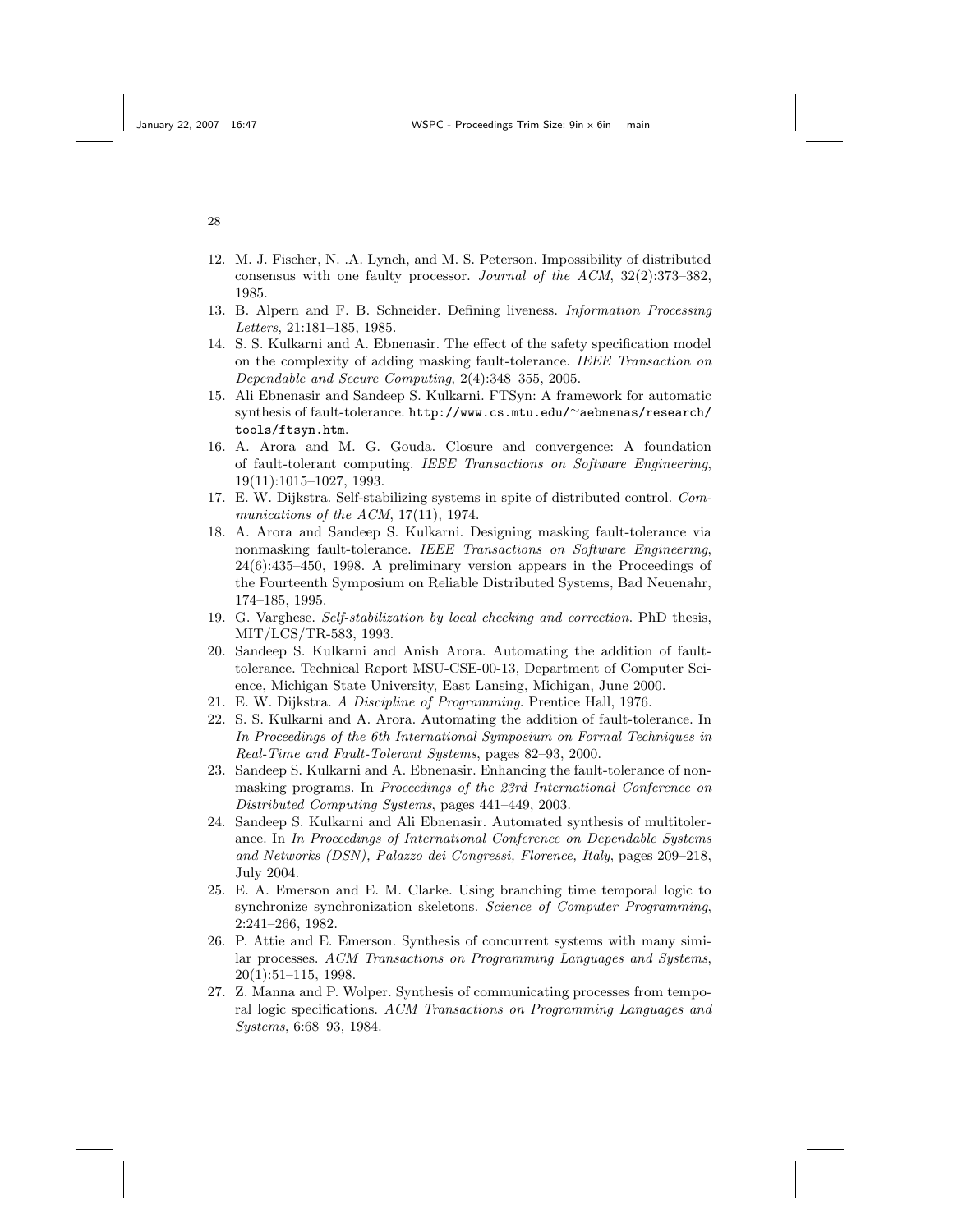12. M. J. Fischer, N. .A. Lynch, and M. S. Peterson. Impossibility of distributed consensus with one faulty processor. *Journal of the ACM*, 32(2):373–382, 1985.
13. B. Alpern and F. B. Schneider. Defining liveness. *Information Processing Letters*, 21:181–185, 1985.
14. S. S. Kulkarni and A. Ebnenasir. The effect of the safety specification model on the complexity of adding masking fault-tolerance. *IEEE Transaction on Dependable and Secure Computing*, 2(4):348–355, 2005.
15. Ali Ebnenasir and Sandeep S. Kulkarni. FTSyn: A framework for automatic synthesis of fault-tolerance. `http://www.cs.mtu.edu/~aebnenas/research/tools/ftsyn.htm`.
16. A. Arora and M. G. Gouda. Closure and convergence: A foundation of fault-tolerant computing. *IEEE Transactions on Software Engineering*, 19(11):1015–1027, 1993.
17. E. W. Dijkstra. Self-stabilizing systems in spite of distributed control. *Communications of the ACM*, 17(11), 1974.
18. A. Arora and Sandeep S. Kulkarni. Designing masking fault-tolerance via nonmasking fault-tolerance. *IEEE Transactions on Software Engineering*, 24(6):435–450, 1998. A preliminary version appears in the Proceedings of the Fourteenth Symposium on Reliable Distributed Systems, Bad Neuenahr, 174–185, 1995.
19. G. Varghese. *Self-stabilization by local checking and correction*. PhD thesis, MIT/LCS/TR-583, 1993.
20. Sandeep S. Kulkarni and Anish Arora. Automating the addition of fault-tolerance. Technical Report MSU-CSE-00-13, Department of Computer Science, Michigan State University, East Lansing, Michigan, June 2000.
21. E. W. Dijkstra. *A Discipline of Programming*. Prentice Hall, 1976.
22. S. S. Kulkarni and A. Arora. Automating the addition of fault-tolerance. In *In Proceedings of the 6th International Symposium on Formal Techniques in Real-Time and Fault-Tolerant Systems*, pages 82–93, 2000.
23. Sandeep S. Kulkarni and A. Ebnenasir. Enhancing the fault-tolerance of nonmasking programs. In *Proceedings of the 23rd International Conference on Distributed Computing Systems*, pages 441–449, 2003.
24. Sandeep S. Kulkarni and Ali Ebnenasir. Automated synthesis of multitolerance. In *In Proceedings of International Conference on Dependable Systems and Networks (DSN), Palazzo dei Congressi, Florence, Italy*, pages 209–218, July 2004.
25. E. A. Emerson and E. M. Clarke. Using branching time temporal logic to synchronize synchronization skeletons. *Science of Computer Programming*, 2:241–266, 1982.
26. P. Attie and E. Emerson. Synthesis of concurrent systems with many similar processes. *ACM Transactions on Programming Languages and Systems*, 20(1):51–115, 1998.
27. Z. Manna and P. Wolper. Synthesis of communicating processes from temporal logic specifications. *ACM Transactions on Programming Languages and Systems*, 6:68–93, 1984.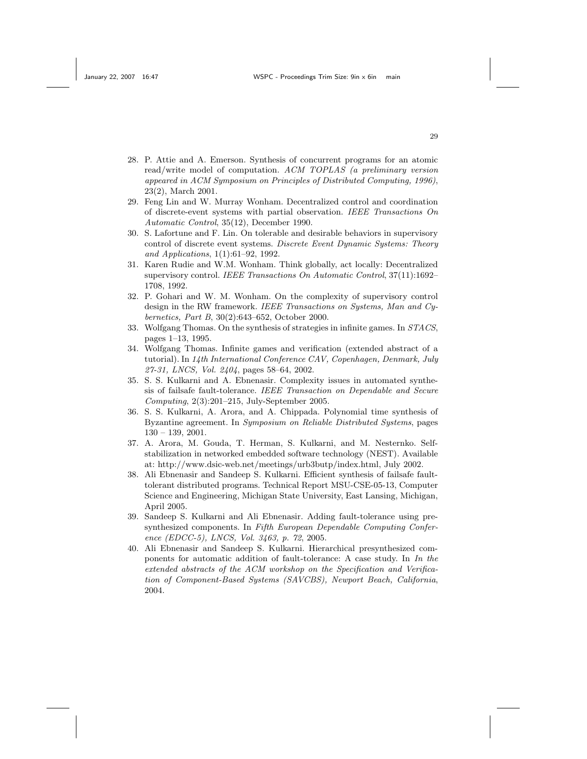28. P. Attie and A. Emerson. Synthesis of concurrent programs for an atomic read/write model of computation. *ACM TOPLAS (a preliminary version appeared in ACM Symposium on Principles of Distributed Computing, 1996)*, 23(2), March 2001.
29. Feng Lin and W. Murray Wonham. Decentralized control and coordination of discrete-event systems with partial observation. *IEEE Transactions On Automatic Control*, 35(12), December 1990.
30. S. Lafortune and F. Lin. On tolerable and desirable behaviors in supervisory control of discrete event systems. *Discrete Event Dynamic Systems: Theory and Applications*, 1(1):61–92, 1992.
31. Karen Rudie and W.M. Wonham. Think globally, act locally: Decentralized supervisory control. *IEEE Transactions On Automatic Control*, 37(11):1692–1708, 1992.
32. P. Gohari and W. M. Wonham. On the complexity of supervisory control design in the RW framework. *IEEE Transactions on Systems, Man and Cybernetics, Part B*, 30(2):643–652, October 2000.
33. Wolfgang Thomas. On the synthesis of strategies in infinite games. In *STACS*, pages 1–13, 1995.
34. Wolfgang Thomas. Infinite games and verification (extended abstract of a tutorial). In *14th International Conference CAV, Copenhagen, Denmark, July 27-31, LNCS, Vol. 2404*, pages 58–64, 2002.
35. S. S. Kulkarni and A. Ebnenasir. Complexity issues in automated synthesis of failsafe fault-tolerance. *IEEE Transaction on Dependable and Secure Computing*, 2(3):201–215, July-September 2005.
36. S. S. Kulkarni, A. Arora, and A. Chippada. Polynomial time synthesis of Byzantine agreement. In *Symposium on Reliable Distributed Systems*, pages 130 – 139, 2001.
37. A. Arora, M. Gouda, T. Herman, S. Kulkarni, and M. Nesternko. Self-stabilization in networked embedded software technology (NEST). Available at: http://www.dsic-web.net/meetings/urb3butp/index.html, July 2002.
38. Ali Ebnenasir and Sandeep S. Kulkarni. Efficient synthesis of failsafe fault-tolerant distributed programs. Technical Report MSU-CSE-05-13, Computer Science and Engineering, Michigan State University, East Lansing, Michigan, April 2005.
39. Sandeep S. Kulkarni and Ali Ebnenasir. Adding fault-tolerance using pre-synthesized components. In *Fifth European Dependable Computing Conference (EDCC-5), LNCS, Vol. 3463, p. 72*, 2005.
40. Ali Ebnenasir and Sandeep S. Kulkarni. Hierarchical presynthesized components for automatic addition of fault-tolerance: A case study. In *In the extended abstracts of the ACM workshop on the Specification and Verification of Component-Based Systems (SAVCBS), Newport Beach, California*, 2004.